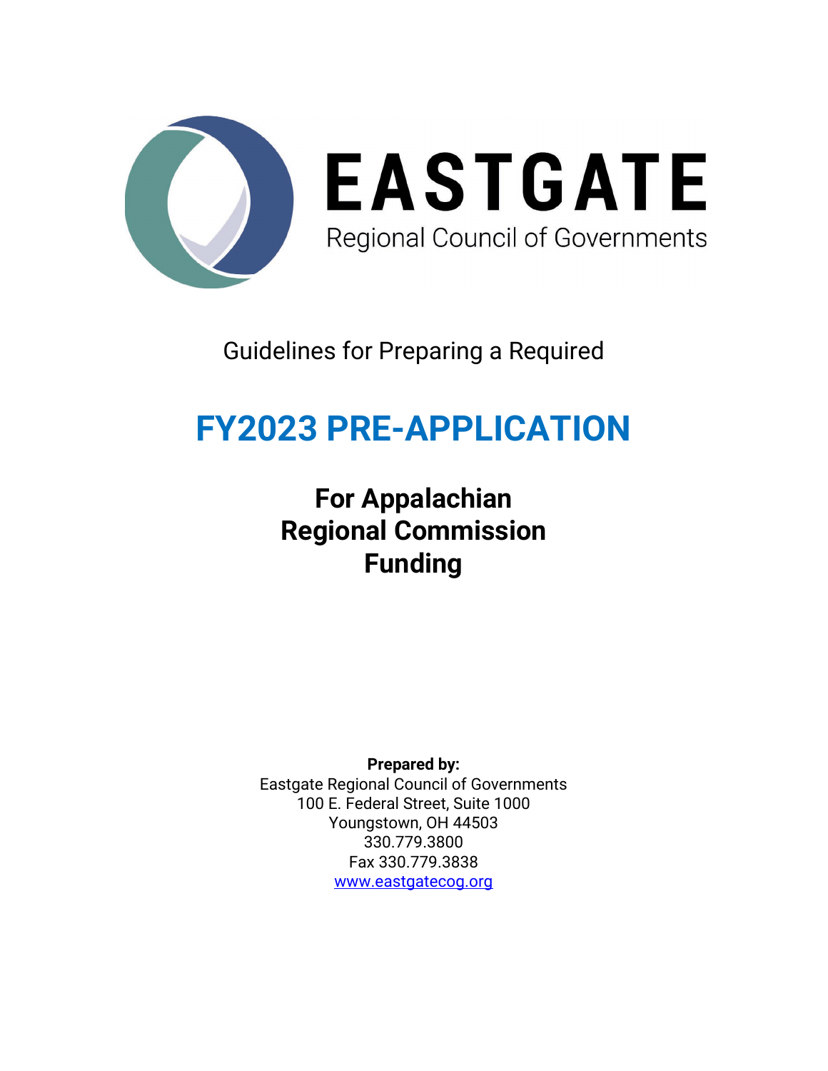# EASTGATE

Regional Council of Governments

Guidelines for Preparing a Required

# FY2023 PRE-APPLICATION

## For Appalachian Regional Commission Funding

**Prepared by:**
Eastgate Regional Council of Governments
100 E. Federal Street, Suite 1000
Youngstown, OH 44503
330.779.3800
Fax 330.779.3838
[www.eastgatecog.org](http://www.eastgatecog.org)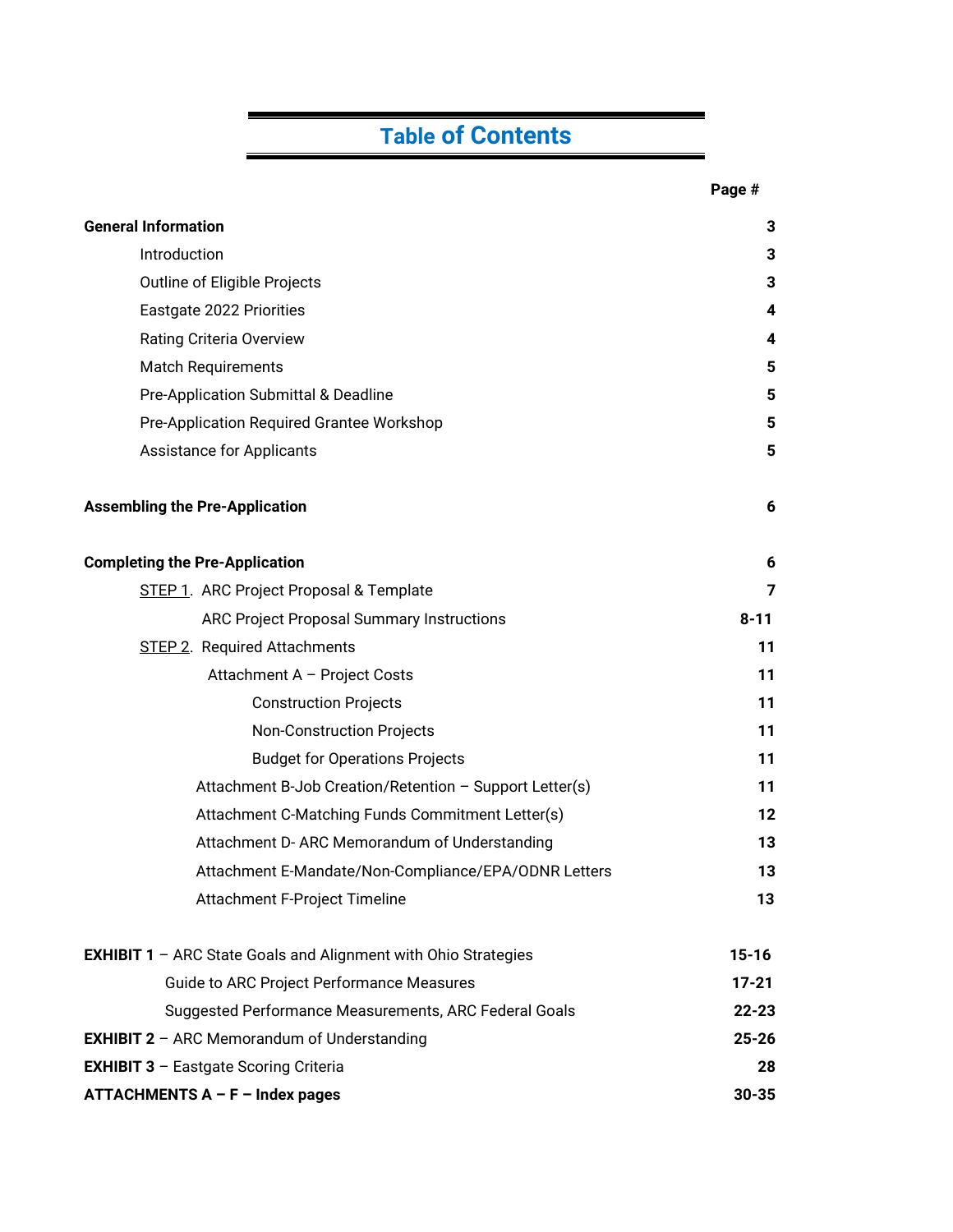# Table of Contents

| | Page # |
|---|---|
| **General Information** | **3** |
| Introduction | **3** |
| Outline of Eligible Projects | **3** |
| Eastgate 2022 Priorities | **4** |
| Rating Criteria Overview | **4** |
| Match Requirements | **5** |
| Pre-Application Submittal & Deadline | **5** |
| Pre-Application Required Grantee Workshop | **5** |
| Assistance for Applicants | **5** |
| **Assembling the Pre-Application** | **6** |
| **Completing the Pre-Application** | **6** |
| STEP 1. ARC Project Proposal & Template | **7** |
| ARC Project Proposal Summary Instructions | **8-11** |
| STEP 2. Required Attachments | **11** |
| Attachment A – Project Costs | **11** |
| Construction Projects | **11** |
| Non-Construction Projects | **11** |
| Budget for Operations Projects | **11** |
| Attachment B-Job Creation/Retention – Support Letter(s) | **11** |
| Attachment C-Matching Funds Commitment Letter(s) | **12** |
| Attachment D- ARC Memorandum of Understanding | **13** |
| Attachment E-Mandate/Non-Compliance/EPA/ODNR Letters | **13** |
| Attachment F-Project Timeline | **13** |
| **EXHIBIT 1** – ARC State Goals and Alignment with Ohio Strategies | **15-16** |
| Guide to ARC Project Performance Measures | **17-21** |
| Suggested Performance Measurements, ARC Federal Goals | **22-23** |
| **EXHIBIT 2** – ARC Memorandum of Understanding | **25-26** |
| **EXHIBIT 3** – Eastgate Scoring Criteria | **28** |
| **ATTACHMENTS A – F – Index pages** | **30-35** |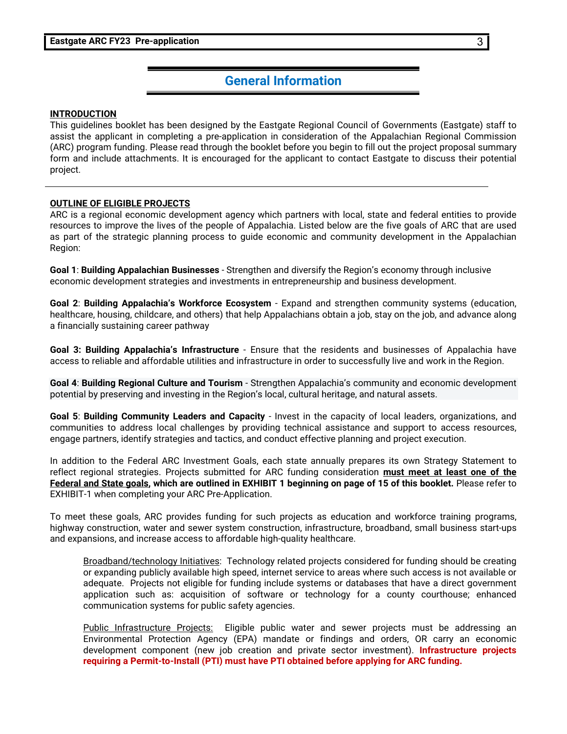# General Information

**INTRODUCTION**

This guidelines booklet has been designed by the Eastgate Regional Council of Governments (Eastgate) staff to assist the applicant in completing a pre-application in consideration of the Appalachian Regional Commission (ARC) program funding. Please read through the booklet before you begin to fill out the project proposal summary form and include attachments. It is encouraged for the applicant to contact Eastgate to discuss their potential project.

---

**OUTLINE OF ELIGIBLE PROJECTS**

ARC is a regional economic development agency which partners with local, state and federal entities to provide resources to improve the lives of the people of Appalachia. Listed below are the five goals of ARC that are used as part of the strategic planning process to guide economic and community development in the Appalachian Region:

**Goal 1**: **Building Appalachian Businesses** - Strengthen and diversify the Region's economy through inclusive economic development strategies and investments in entrepreneurship and business development.

**Goal 2**: **Building Appalachia's Workforce Ecosystem** - Expand and strengthen community systems (education, healthcare, housing, childcare, and others) that help Appalachians obtain a job, stay on the job, and advance along a financially sustaining career pathway

**Goal 3: Building Appalachia's Infrastructure** - Ensure that the residents and businesses of Appalachia have access to reliable and affordable utilities and infrastructure in order to successfully live and work in the Region.

**Goal 4**: **Building Regional Culture and Tourism** - Strengthen Appalachia's community and economic development potential by preserving and investing in the Region's local, cultural heritage, and natural assets.

**Goal 5**: **Building Community Leaders and Capacity** - Invest in the capacity of local leaders, organizations, and communities to address local challenges by providing technical assistance and support to access resources, engage partners, identify strategies and tactics, and conduct effective planning and project execution.

In addition to the Federal ARC Investment Goals, each state annually prepares its own Strategy Statement to reflect regional strategies. Projects submitted for ARC funding consideration **must meet at least one of the Federal and State goals, which are outlined in EXHIBIT 1 beginning on page of 15 of this booklet.** Please refer to EXHIBIT-1 when completing your ARC Pre-Application.

To meet these goals, ARC provides funding for such projects as education and workforce training programs, highway construction, water and sewer system construction, infrastructure, broadband, small business start-ups and expansions, and increase access to affordable high-quality healthcare.

> Broadband/technology Initiatives: Technology related projects considered for funding should be creating or expanding publicly available high speed, internet service to areas where such access is not available or adequate. Projects not eligible for funding include systems or databases that have a direct government application such as: acquisition of software or technology for a county courthouse; enhanced communication systems for public safety agencies.
>
> Public Infrastructure Projects: Eligible public water and sewer projects must be addressing an Environmental Protection Agency (EPA) mandate or findings and orders, OR carry an economic development component (new job creation and private sector investment). **Infrastructure projects requiring a Permit-to-Install (PTI) must have PTI obtained before applying for ARC funding.**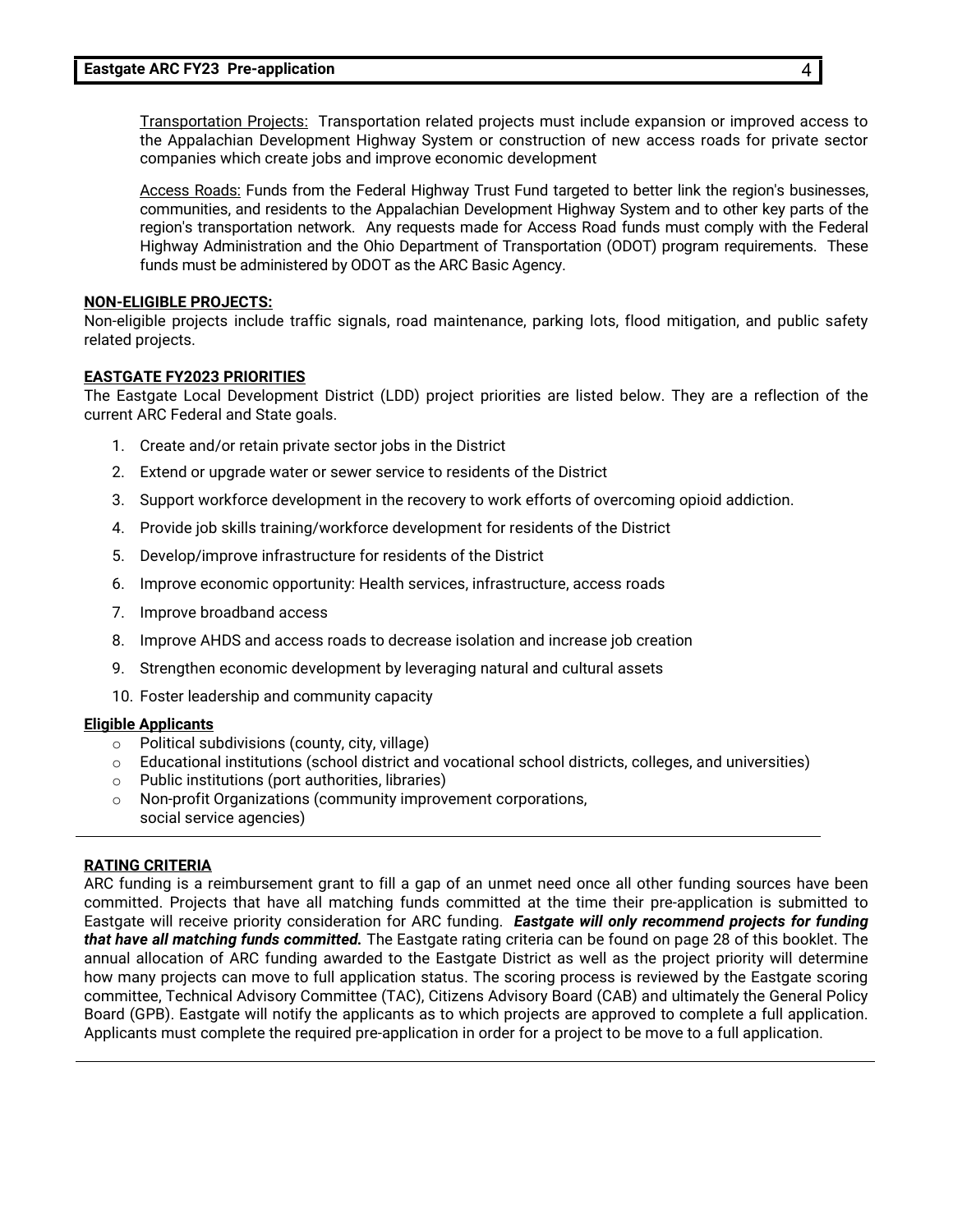Transportation Projects: Transportation related projects must include expansion or improved access to the Appalachian Development Highway System or construction of new access roads for private sector companies which create jobs and improve economic development

Access Roads: Funds from the Federal Highway Trust Fund targeted to better link the region's businesses, communities, and residents to the Appalachian Development Highway System and to other key parts of the region's transportation network. Any requests made for Access Road funds must comply with the Federal Highway Administration and the Ohio Department of Transportation (ODOT) program requirements. These funds must be administered by ODOT as the ARC Basic Agency.

**NON-ELIGIBLE PROJECTS:**

Non-eligible projects include traffic signals, road maintenance, parking lots, flood mitigation, and public safety related projects.

**EASTGATE FY2023 PRIORITIES**

The Eastgate Local Development District (LDD) project priorities are listed below. They are a reflection of the current ARC Federal and State goals.

1. Create and/or retain private sector jobs in the District
2. Extend or upgrade water or sewer service to residents of the District
3. Support workforce development in the recovery to work efforts of overcoming opioid addiction.
4. Provide job skills training/workforce development for residents of the District
5. Develop/improve infrastructure for residents of the District
6. Improve economic opportunity: Health services, infrastructure, access roads
7. Improve broadband access
8. Improve AHDS and access roads to decrease isolation and increase job creation
9. Strengthen economic development by leveraging natural and cultural assets
10. Foster leadership and community capacity

**Eligible Applicants**

- Political subdivisions (county, city, village)
- Educational institutions (school district and vocational school districts, colleges, and universities)
- Public institutions (port authorities, libraries)
- Non-profit Organizations (community improvement corporations, social service agencies)

**RATING CRITERIA**

ARC funding is a reimbursement grant to fill a gap of an unmet need once all other funding sources have been committed. Projects that have all matching funds committed at the time their pre-application is submitted to Eastgate will receive priority consideration for ARC funding. ***Eastgate will only recommend projects for funding that have all matching funds committed.*** The Eastgate rating criteria can be found on page 28 of this booklet. The annual allocation of ARC funding awarded to the Eastgate District as well as the project priority will determine how many projects can move to full application status. The scoring process is reviewed by the Eastgate scoring committee, Technical Advisory Committee (TAC), Citizens Advisory Board (CAB) and ultimately the General Policy Board (GPB). Eastgate will notify the applicants as to which projects are approved to complete a full application. Applicants must complete the required pre-application in order for a project to be move to a full application.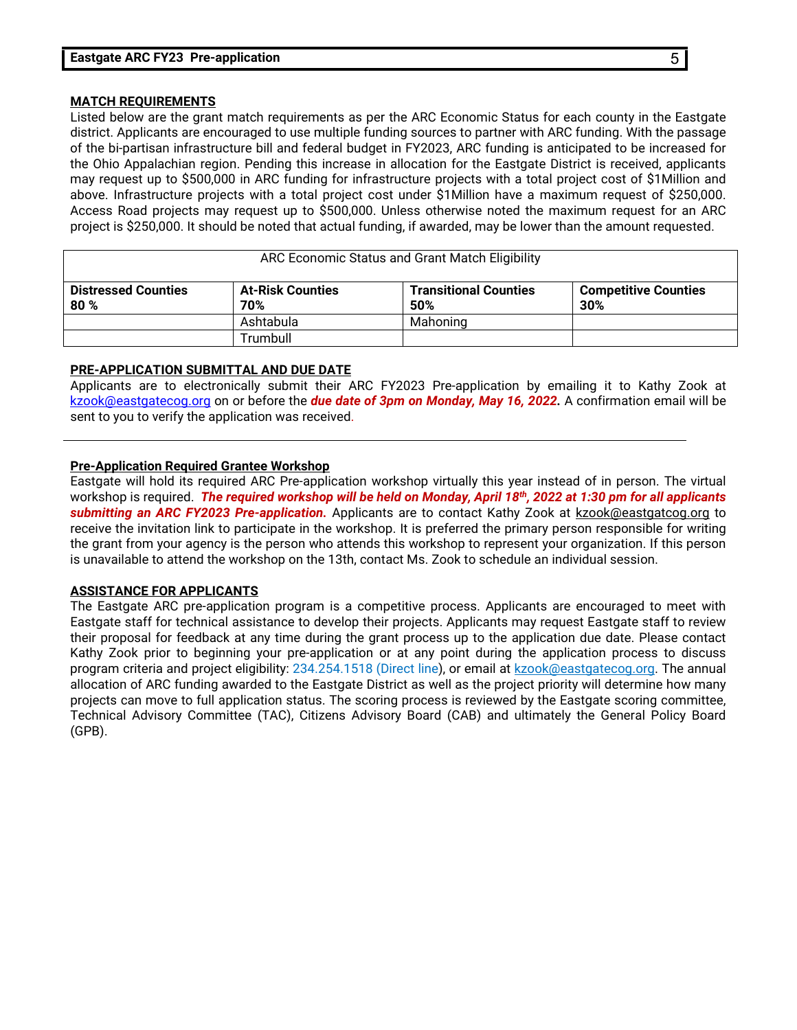## MATCH REQUIREMENTS

Listed below are the grant match requirements as per the ARC Economic Status for each county in the Eastgate district. Applicants are encouraged to use multiple funding sources to partner with ARC funding. With the passage of the bi-partisan infrastructure bill and federal budget in FY2023, ARC funding is anticipated to be increased for the Ohio Appalachian region. Pending this increase in allocation for the Eastgate District is received, applicants may request up to $500,000 in ARC funding for infrastructure projects with a total project cost of $1Million and above. Infrastructure projects with a total project cost under $1Million have a maximum request of $250,000. Access Road projects may request up to $500,000. Unless otherwise noted the maximum request for an ARC project is $250,000. It should be noted that actual funding, if awarded, may be lower than the amount requested.

| ARC Economic Status and Grant Match Eligibility | | | |
|---|---|---|---|
| **Distressed Counties 80 %** | **At-Risk Counties 70%** | **Transitional Counties 50%** | **Competitive Counties 30%** |
| | Ashtabula | Mahoning | |
| | Trumbull | | |

## PRE-APPLICATION SUBMITTAL AND DUE DATE

Applicants are to electronically submit their ARC FY2023 Pre-application by emailing it to Kathy Zook at kzook@eastgatecog.org on or before the ***due date of 3pm on Monday, May 16, 2022.*** A confirmation email will be sent to you to verify the application was received.

---

## Pre-Application Required Grantee Workshop

Eastgate will hold its required ARC Pre-application workshop virtually this year instead of in person. The virtual workshop is required. ***The required workshop will be held on Monday, April 18th, 2022 at 1:30 pm for all applicants submitting an ARC FY2023 Pre-application.*** Applicants are to contact Kathy Zook at kzook@eastgatcog.org to receive the invitation link to participate in the workshop. It is preferred the primary person responsible for writing the grant from your agency is the person who attends this workshop to represent your organization. If this person is unavailable to attend the workshop on the 13th, contact Ms. Zook to schedule an individual session.

## ASSISTANCE FOR APPLICANTS

The Eastgate ARC pre-application program is a competitive process. Applicants are encouraged to meet with Eastgate staff for technical assistance to develop their projects. Applicants may request Eastgate staff to review their proposal for feedback at any time during the grant process up to the application due date. Please contact Kathy Zook prior to beginning your pre-application or at any point during the application process to discuss program criteria and project eligibility: 234.254.1518 (Direct line), or email at kzook@eastgatecog.org. The annual allocation of ARC funding awarded to the Eastgate District as well as the project priority will determine how many projects can move to full application status. The scoring process is reviewed by the Eastgate scoring committee, Technical Advisory Committee (TAC), Citizens Advisory Board (CAB) and ultimately the General Policy Board (GPB).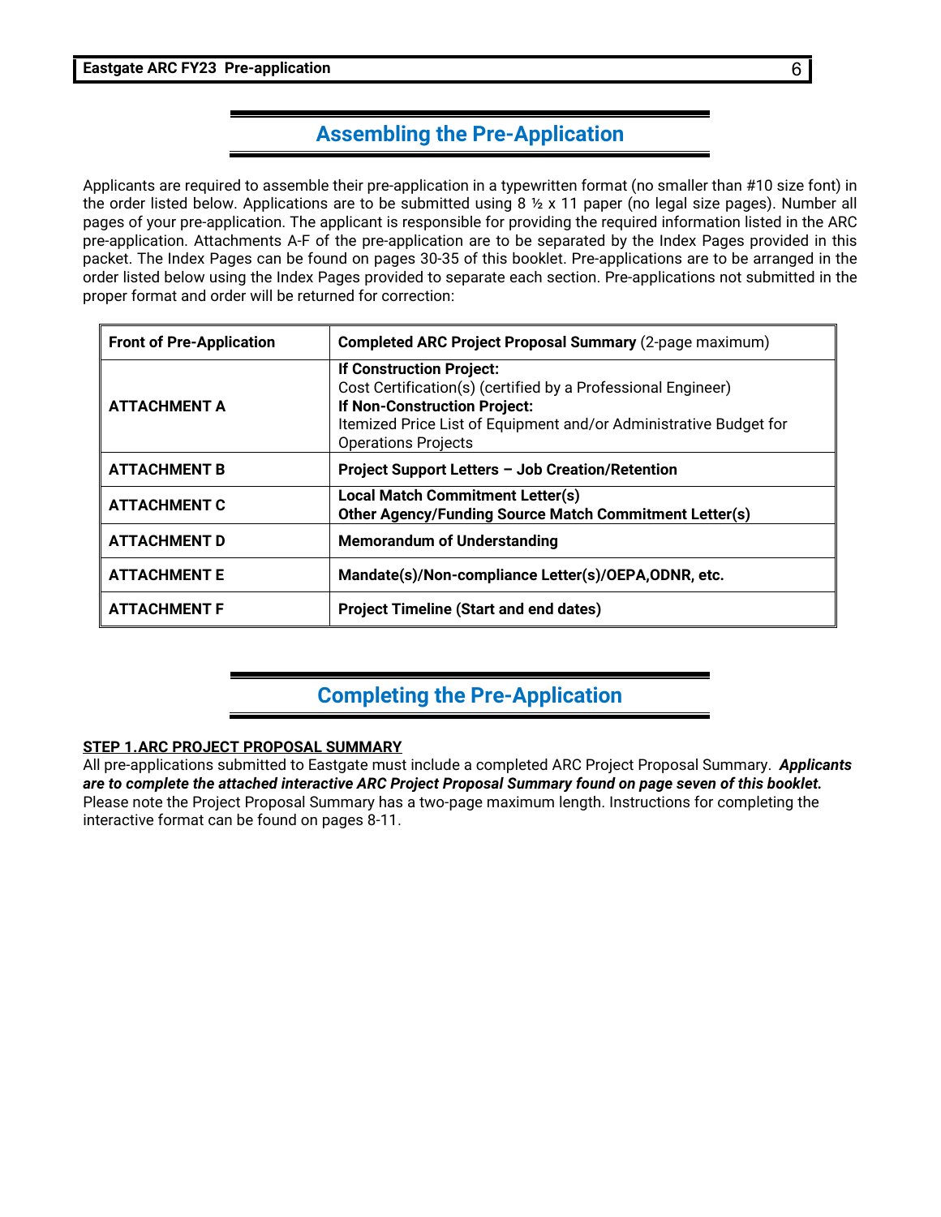## Assembling the Pre-Application

Applicants are required to assemble their pre-application in a typewritten format (no smaller than #10 size font) in the order listed below. Applications are to be submitted using 8 ½ x 11 paper (no legal size pages). Number all pages of your pre-application. The applicant is responsible for providing the required information listed in the ARC pre-application. Attachments A-F of the pre-application are to be separated by the Index Pages provided in this packet. The Index Pages can be found on pages 30-35 of this booklet. Pre-applications are to be arranged in the order listed below using the Index Pages provided to separate each section. Pre-applications not submitted in the proper format and order will be returned for correction:

| Front of Pre-Application | **Completed ARC Project Proposal Summary** (2-page maximum) |
|---|---|
| **ATTACHMENT A** | **If Construction Project:**<br>Cost Certification(s) (certified by a Professional Engineer)<br>**If Non-Construction Project:**<br>Itemized Price List of Equipment and/or Administrative Budget for Operations Projects |
| **ATTACHMENT B** | **Project Support Letters – Job Creation/Retention** |
| **ATTACHMENT C** | **Local Match Commitment Letter(s)**<br>**Other Agency/Funding Source Match Commitment Letter(s)** |
| **ATTACHMENT D** | **Memorandum of Understanding** |
| **ATTACHMENT E** | **Mandate(s)/Non-compliance Letter(s)/OEPA,ODNR, etc.** |
| **ATTACHMENT F** | **Project Timeline (Start and end dates)** |

## Completing the Pre-Application

**STEP 1.ARC PROJECT PROPOSAL SUMMARY**

All pre-applications submitted to Eastgate must include a completed ARC Project Proposal Summary. ***Applicants are to complete the attached interactive ARC Project Proposal Summary found on page seven of this booklet.*** Please note the Project Proposal Summary has a two-page maximum length. Instructions for completing the interactive format can be found on pages 8-11.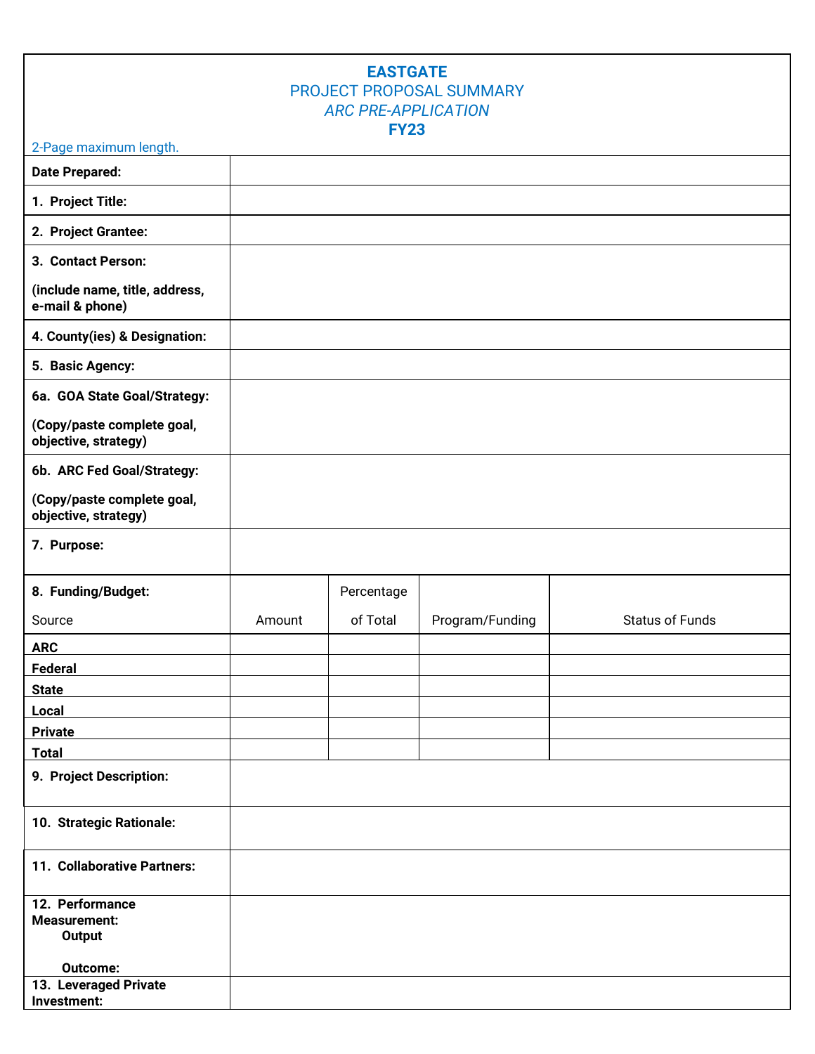# EASTGATE

## PROJECT PROPOSAL SUMMARY

### *ARC PRE-APPLICATION*

### FY23

2-Page maximum length.

| | |
|---|---|
| **Date Prepared:** | |
| **1. Project Title:** | |
| **2. Project Grantee:** | |
| **3. Contact Person:**<br><br>**(include name, title, address, e-mail & phone)** | |
| **4. County(ies) & Designation:** | |
| **5. Basic Agency:** | |
| **6a. GOA State Goal/Strategy:**<br><br>**(Copy/paste complete goal, objective, strategy)** | |
| **6b. ARC Fed Goal/Strategy:**<br><br>**(Copy/paste complete goal, objective, strategy)** | |
| **7. Purpose:** | |

| **8. Funding/Budget:**<br><br>Source | Amount | Percentage of Total | Program/Funding | Status of Funds |
|---|---|---|---|---|
| **ARC** | | | | |
| **Federal** | | | | |
| **State** | | | | |
| **Local** | | | | |
| **Private** | | | | |
| **Total** | | | | |

| | |
|---|---|
| **9. Project Description:** | |
| **10. Strategic Rationale:** | |
| **11. Collaborative Partners:** | |
| **12. Performance Measurement:**<br>**Output**<br><br>**Outcome:** | |
| **13. Leveraged Private Investment:** | |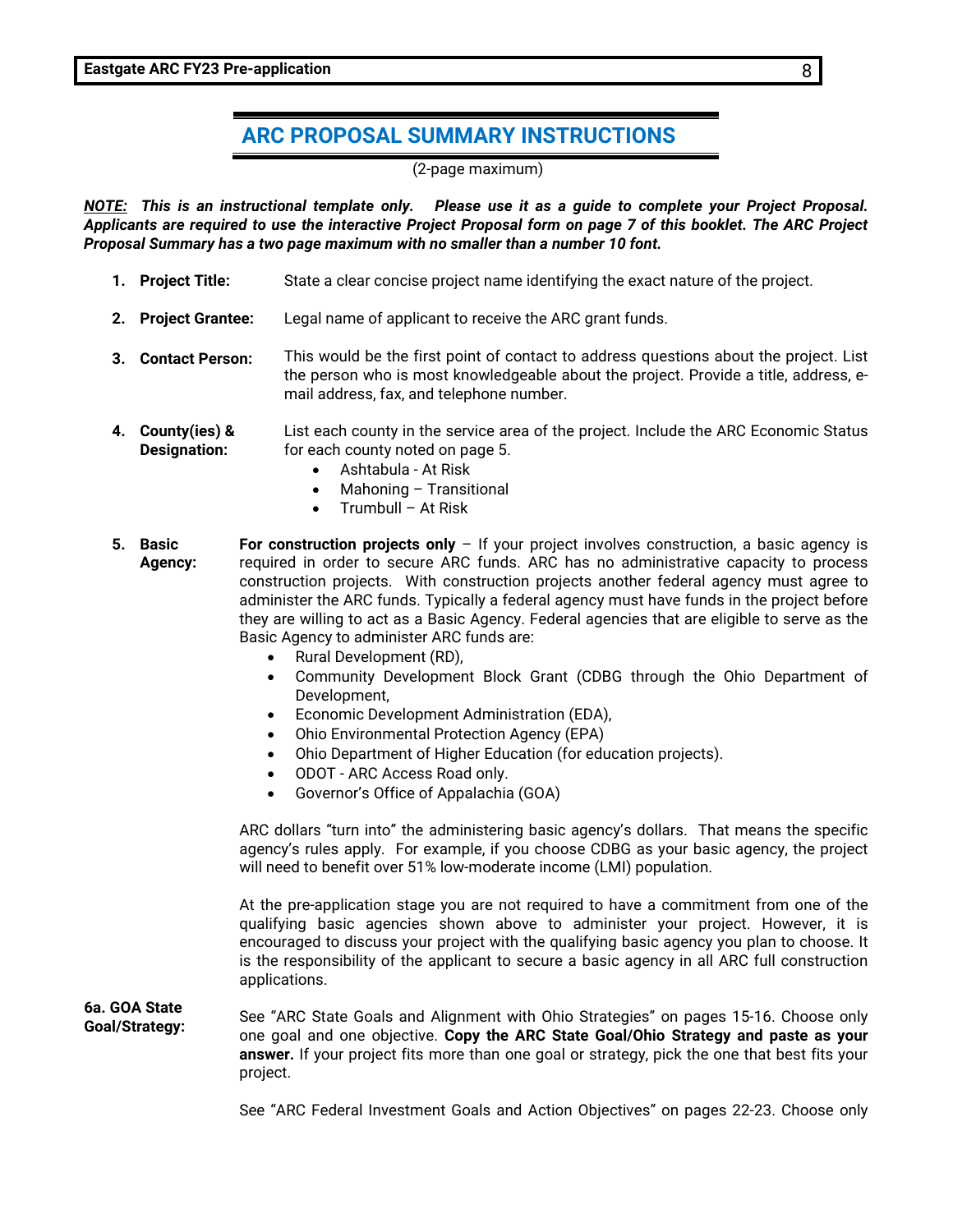## ARC PROPOSAL SUMMARY INSTRUCTIONS

(2-page maximum)

***NOTE:* This is an instructional template only. Please use it as a guide to complete your Project Proposal. Applicants are required to use the interactive Project Proposal form on page 7 of this booklet. The ARC Project Proposal Summary has a two page maximum with no smaller than a number 10 font.**

1. **Project Title:** State a clear concise project name identifying the exact nature of the project.

2. **Project Grantee:** Legal name of applicant to receive the ARC grant funds.

3. **Contact Person:** This would be the first point of contact to address questions about the project. List the person who is most knowledgeable about the project. Provide a title, address, e-mail address, fax, and telephone number.

4. **County(ies) & Designation:** List each county in the service area of the project. Include the ARC Economic Status for each county noted on page 5.
   - Ashtabula - At Risk
   - Mahoning – Transitional
   - Trumbull – At Risk

5. **Basic Agency:** **For construction projects only** – If your project involves construction, a basic agency is required in order to secure ARC funds. ARC has no administrative capacity to process construction projects. With construction projects another federal agency must agree to administer the ARC funds. Typically a federal agency must have funds in the project before they are willing to act as a Basic Agency. Federal agencies that are eligible to serve as the Basic Agency to administer ARC funds are:
   - Rural Development (RD),
   - Community Development Block Grant (CDBG through the Ohio Department of Development,
   - Economic Development Administration (EDA),
   - Ohio Environmental Protection Agency (EPA)
   - Ohio Department of Higher Education (for education projects).
   - ODOT - ARC Access Road only.
   - Governor's Office of Appalachia (GOA)

   ARC dollars "turn into" the administering basic agency's dollars. That means the specific agency's rules apply. For example, if you choose CDBG as your basic agency, the project will need to benefit over 51% low-moderate income (LMI) population.

   At the pre-application stage you are not required to have a commitment from one of the qualifying basic agencies shown above to administer your project. However, it is encouraged to discuss your project with the qualifying basic agency you plan to choose. It is the responsibility of the applicant to secure a basic agency in all ARC full construction applications.

**6a. GOA State Goal/Strategy:** See "ARC State Goals and Alignment with Ohio Strategies" on pages 15-16. Choose only one goal and one objective. **Copy the ARC State Goal/Ohio Strategy and paste as your answer.** If your project fits more than one goal or strategy, pick the one that best fits your project.

See "ARC Federal Investment Goals and Action Objectives" on pages 22-23. Choose only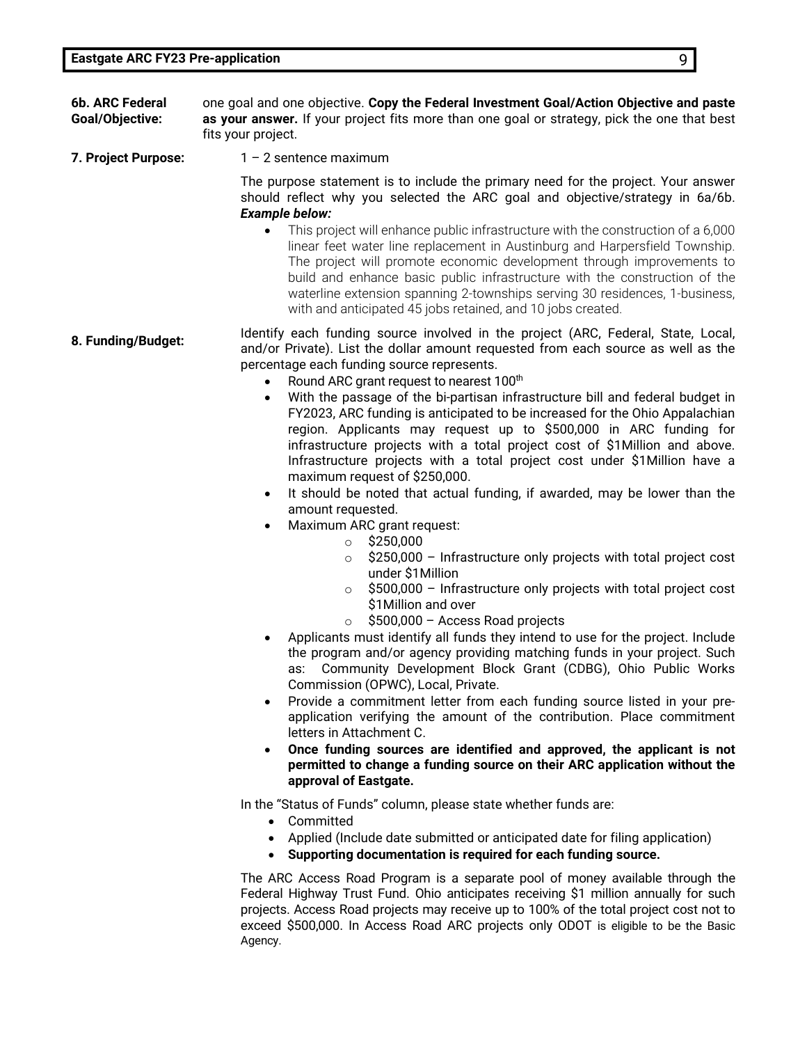**6b. ARC Federal Goal/Objective:** one goal and one objective. **Copy the Federal Investment Goal/Action Objective and paste as your answer.** If your project fits more than one goal or strategy, pick the one that best fits your project.

**7. Project Purpose:** 1 – 2 sentence maximum

The purpose statement is to include the primary need for the project. Your answer should reflect why you selected the ARC goal and objective/strategy in 6a/6b. ***Example below:***

- This project will enhance public infrastructure with the construction of a 6,000 linear feet water line replacement in Austinburg and Harpersfield Township. The project will promote economic development through improvements to build and enhance basic public infrastructure with the construction of the waterline extension spanning 2-townships serving 30 residences, 1-business, with and anticipated 45 jobs retained, and 10 jobs created.

**8. Funding/Budget:** Identify each funding source involved in the project (ARC, Federal, State, Local, and/or Private). List the dollar amount requested from each source as well as the percentage each funding source represents.

- Round ARC grant request to nearest 100th
- With the passage of the bi-partisan infrastructure bill and federal budget in FY2023, ARC funding is anticipated to be increased for the Ohio Appalachian region. Applicants may request up to $500,000 in ARC funding for infrastructure projects with a total project cost of $1Million and above. Infrastructure projects with a total project cost under $1Million have a maximum request of $250,000.
- It should be noted that actual funding, if awarded, may be lower than the amount requested.
- Maximum ARC grant request:
  - $250,000
  - $250,000 – Infrastructure only projects with total project cost under $1Million
  - $500,000 – Infrastructure only projects with total project cost $1Million and over
  - $500,000 – Access Road projects
- Applicants must identify all funds they intend to use for the project. Include the program and/or agency providing matching funds in your project. Such as: Community Development Block Grant (CDBG), Ohio Public Works Commission (OPWC), Local, Private.
- Provide a commitment letter from each funding source listed in your pre-application verifying the amount of the contribution. Place commitment letters in Attachment C.
- **Once funding sources are identified and approved, the applicant is not permitted to change a funding source on their ARC application without the approval of Eastgate.**

In the "Status of Funds" column, please state whether funds are:

- Committed
- Applied (Include date submitted or anticipated date for filing application)
- **Supporting documentation is required for each funding source.**

The ARC Access Road Program is a separate pool of money available through the Federal Highway Trust Fund. Ohio anticipates receiving $1 million annually for such projects. Access Road projects may receive up to 100% of the total project cost not to exceed $500,000. In Access Road ARC projects only ODOT is eligible to be the Basic Agency.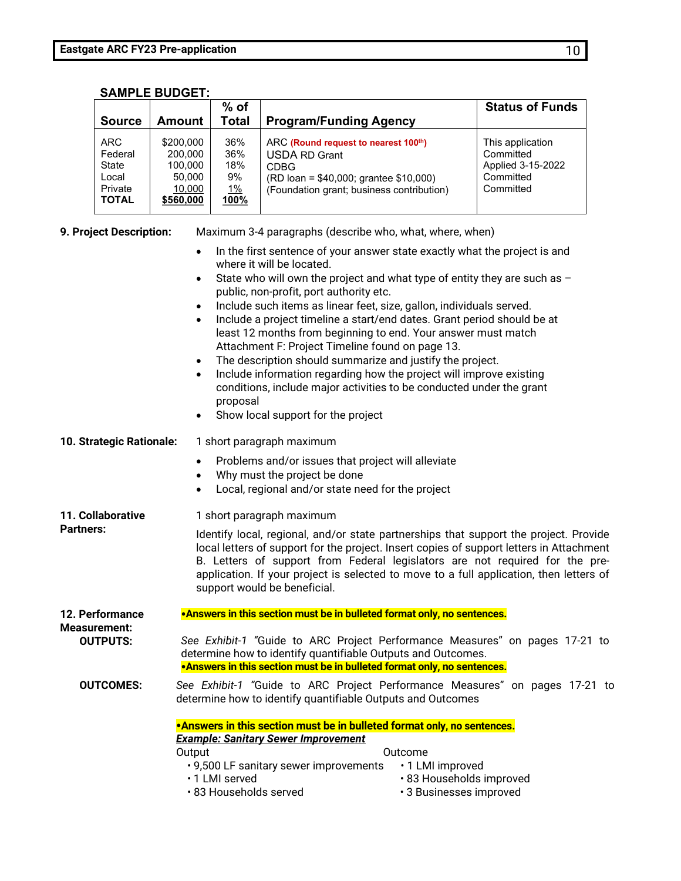**SAMPLE BUDGET:**

| Source | Amount | % of Total | Program/Funding Agency | Status of Funds |
|---|---|---|---|---|
| ARC | $200,000 | 36% | ARC **(Round request to nearest 100th)** | This application |
| Federal | 200,000 | 36% | USDA RD Grant | Committed |
| State | 100,000 | 18% | CDBG | Applied 3-15-2022 |
| Local | 50,000 | 9% | (RD loan = $40,000; grantee $10,000) | Committed |
| Private | 10,000 | 1% | (Foundation grant; business contribution) | Committed |
| **TOTAL** | **$560,000** | **100%** | | |

**9. Project Description:** Maximum 3-4 paragraphs (describe who, what, where, when)

- In the first sentence of your answer state exactly what the project is and where it will be located.
- State who will own the project and what type of entity they are such as – public, non-profit, port authority etc.
- Include such items as linear feet, size, gallon, individuals served.
- Include a project timeline a start/end dates. Grant period should be at least 12 months from beginning to end. Your answer must match Attachment F: Project Timeline found on page 13.
- The description should summarize and justify the project.
- Include information regarding how the project will improve existing conditions, include major activities to be conducted under the grant proposal
- Show local support for the project

**10. Strategic Rationale:** 1 short paragraph maximum

- Problems and/or issues that project will alleviate
- Why must the project be done
- Local, regional and/or state need for the project

**11. Collaborative Partners:** 1 short paragraph maximum

Identify local, regional, and/or state partnerships that support the project. Provide local letters of support for the project. Insert copies of support letters in Attachment B. Letters of support from Federal legislators are not required for the pre-application. If your project is selected to move to a full application, then letters of support would be beneficial.

**12. Performance Measurement:**

**•Answers in this section must be in bulleted format only, no sentences.**

**OUTPUTS:**

*See Exhibit-1* "Guide to ARC Project Performance Measures" on pages 17-21 to determine how to identify quantifiable Outputs and Outcomes.

**•Answers in this section must be in bulleted format only, no sentences.**

**OUTCOMES:**

*See Exhibit-1* "Guide to ARC Project Performance Measures" on pages 17-21 to determine how to identify quantifiable Outputs and Outcomes

**•Answers in this section must be in bulleted format only, no sentences.**

***Example: Sanitary Sewer Improvement***

| Output | Outcome |
|---|---|
| • 9,500 LF sanitary sewer improvements | • 1 LMI improved |
| • 1 LMI served | • 83 Households improved |
| • 83 Households served | • 3 Businesses improved |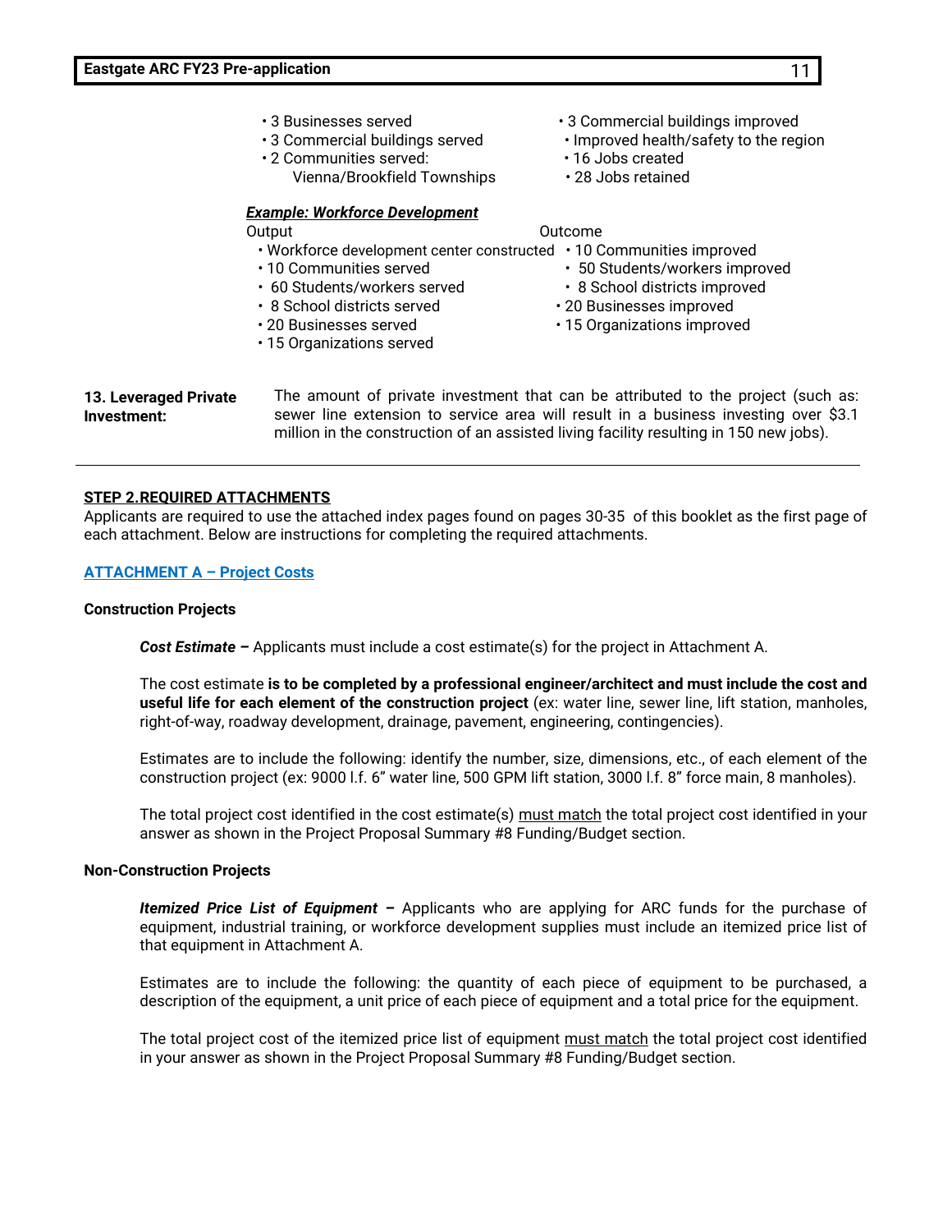| Output | Outcome |
|---|---|
| • 3 Businesses served | • 3 Commercial buildings improved |
| • 3 Commercial buildings served | • Improved health/safety to the region |
| • 2 Communities served: Vienna/Brookfield Townships | • 16 Jobs created |
| | • 28 Jobs retained |

***Example: Workforce Development***

| Output | Outcome |
|---|---|
| • Workforce development center constructed | • 10 Communities improved |
| • 10 Communities served | • 50 Students/workers improved |
| • 60 Students/workers served | • 8 School districts improved |
| • 8 School districts served | • 20 Businesses improved |
| • 20 Businesses served | • 15 Organizations improved |
| • 15 Organizations served | |

**13. Leveraged Private Investment:** The amount of private investment that can be attributed to the project (such as: sewer line extension to service area will result in a business investing over $3.1 million in the construction of an assisted living facility resulting in 150 new jobs).

---

## STEP 2.REQUIRED ATTACHMENTS

Applicants are required to use the attached index pages found on pages 30-35 of this booklet as the first page of each attachment. Below are instructions for completing the required attachments.

### ATTACHMENT A – Project Costs

**Construction Projects**

***Cost Estimate –*** Applicants must include a cost estimate(s) for the project in Attachment A.

The cost estimate **is to be completed by a professional engineer/architect and must include the cost and useful life for each element of the construction project** (ex: water line, sewer line, lift station, manholes, right-of-way, roadway development, drainage, pavement, engineering, contingencies).

Estimates are to include the following: identify the number, size, dimensions, etc., of each element of the construction project (ex: 9000 l.f. 6" water line, 500 GPM lift station, 3000 l.f. 8" force main, 8 manholes).

The total project cost identified in the cost estimate(s) must match the total project cost identified in your answer as shown in the Project Proposal Summary #8 Funding/Budget section.

**Non-Construction Projects**

***Itemized Price List of Equipment –*** Applicants who are applying for ARC funds for the purchase of equipment, industrial training, or workforce development supplies must include an itemized price list of that equipment in Attachment A.

Estimates are to include the following: the quantity of each piece of equipment to be purchased, a description of the equipment, a unit price of each piece of equipment and a total price for the equipment.

The total project cost of the itemized price list of equipment must match the total project cost identified in your answer as shown in the Project Proposal Summary #8 Funding/Budget section.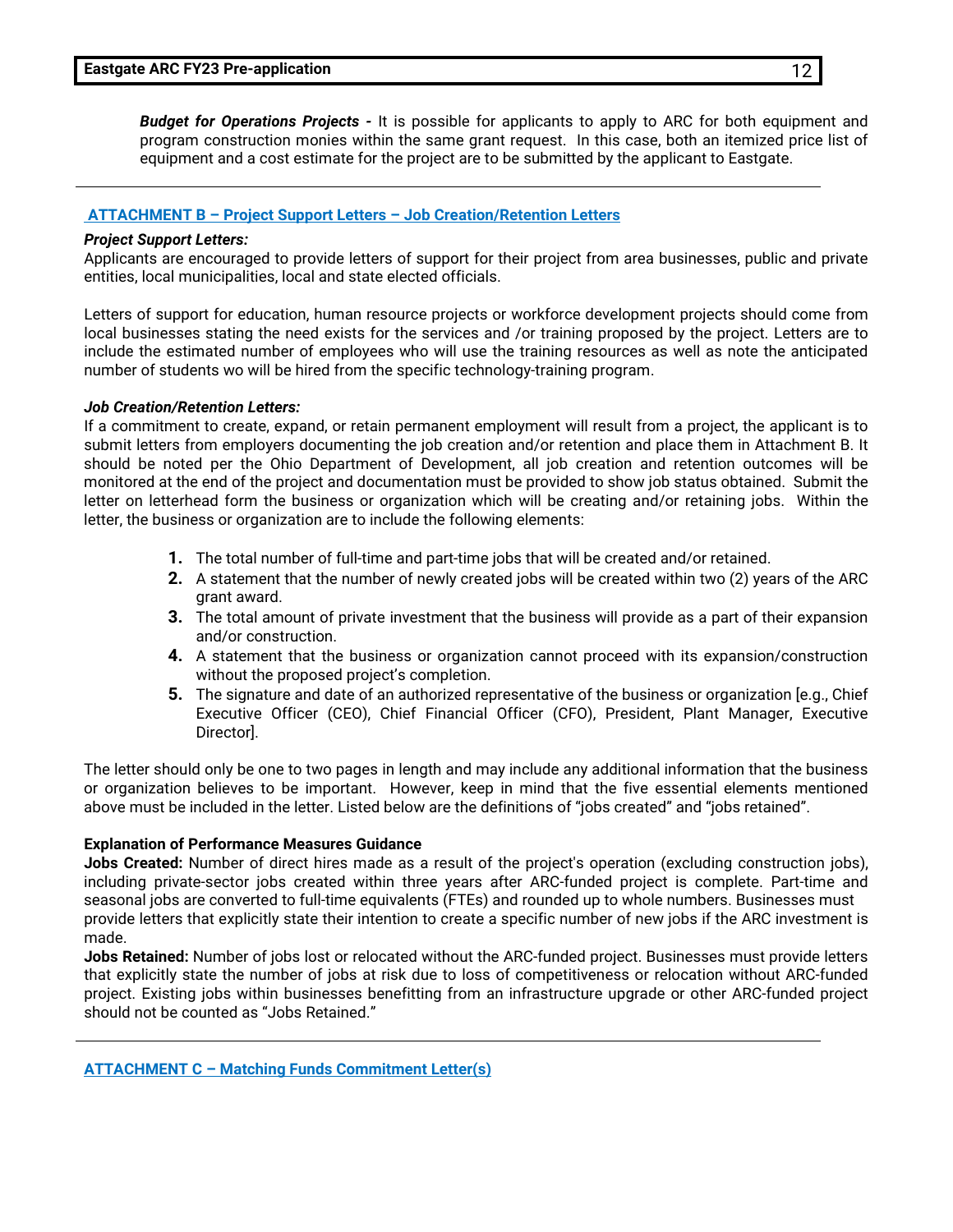***Budget for Operations Projects -*** It is possible for applicants to apply to ARC for both equipment and program construction monies within the same grant request. In this case, both an itemized price list of equipment and a cost estimate for the project are to be submitted by the applicant to Eastgate.

---

## ATTACHMENT B – Project Support Letters – Job Creation/Retention Letters

***Project Support Letters:***

Applicants are encouraged to provide letters of support for their project from area businesses, public and private entities, local municipalities, local and state elected officials.

Letters of support for education, human resource projects or workforce development projects should come from local businesses stating the need exists for the services and /or training proposed by the project. Letters are to include the estimated number of employees who will use the training resources as well as note the anticipated number of students wo will be hired from the specific technology-training program.

***Job Creation/Retention Letters:***

If a commitment to create, expand, or retain permanent employment will result from a project, the applicant is to submit letters from employers documenting the job creation and/or retention and place them in Attachment B. It should be noted per the Ohio Department of Development, all job creation and retention outcomes will be monitored at the end of the project and documentation must be provided to show job status obtained. Submit the letter on letterhead form the business or organization which will be creating and/or retaining jobs. Within the letter, the business or organization are to include the following elements:

1. The total number of full-time and part-time jobs that will be created and/or retained.
2. A statement that the number of newly created jobs will be created within two (2) years of the ARC grant award.
3. The total amount of private investment that the business will provide as a part of their expansion and/or construction.
4. A statement that the business or organization cannot proceed with its expansion/construction without the proposed project's completion.
5. The signature and date of an authorized representative of the business or organization [e.g., Chief Executive Officer (CEO), Chief Financial Officer (CFO), President, Plant Manager, Executive Director].

The letter should only be one to two pages in length and may include any additional information that the business or organization believes to be important. However, keep in mind that the five essential elements mentioned above must be included in the letter. Listed below are the definitions of "jobs created" and "jobs retained".

**Explanation of Performance Measures Guidance**

**Jobs Created:** Number of direct hires made as a result of the project's operation (excluding construction jobs), including private-sector jobs created within three years after ARC-funded project is complete. Part-time and seasonal jobs are converted to full-time equivalents (FTEs) and rounded up to whole numbers. Businesses must provide letters that explicitly state their intention to create a specific number of new jobs if the ARC investment is made.

**Jobs Retained:** Number of jobs lost or relocated without the ARC-funded project. Businesses must provide letters that explicitly state the number of jobs at risk due to loss of competitiveness or relocation without ARC-funded project. Existing jobs within businesses benefitting from an infrastructure upgrade or other ARC-funded project should not be counted as "Jobs Retained."

---

## ATTACHMENT C – Matching Funds Commitment Letter(s)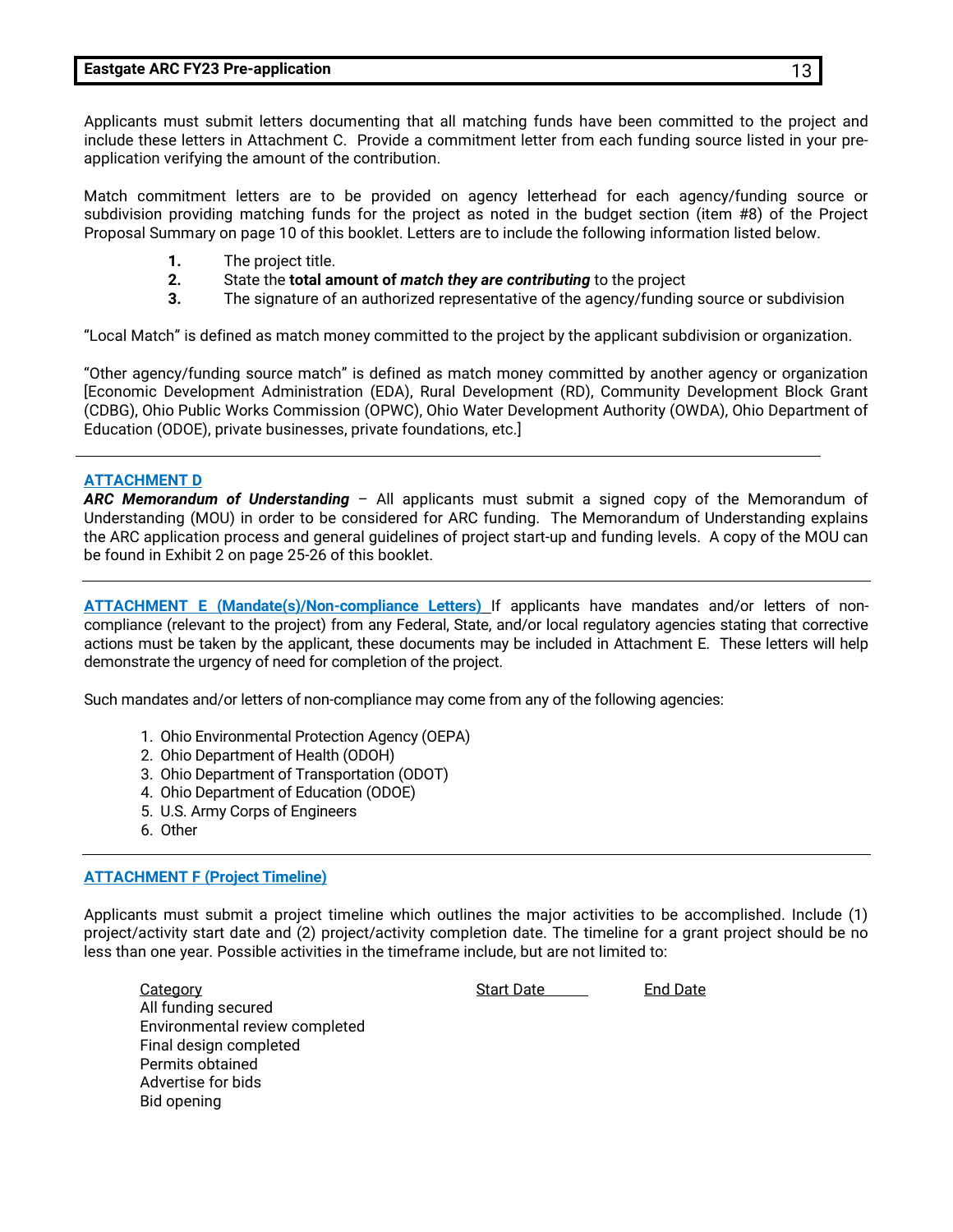Applicants must submit letters documenting that all matching funds have been committed to the project and include these letters in Attachment C. Provide a commitment letter from each funding source listed in your pre-application verifying the amount of the contribution.

Match commitment letters are to be provided on agency letterhead for each agency/funding source or subdivision providing matching funds for the project as noted in the budget section (item #8) of the Project Proposal Summary on page 10 of this booklet. Letters are to include the following information listed below.

1. The project title.
2. State the **total amount of *match they are contributing*** to the project
3. The signature of an authorized representative of the agency/funding source or subdivision

"Local Match" is defined as match money committed to the project by the applicant subdivision or organization.

"Other agency/funding source match" is defined as match money committed by another agency or organization [Economic Development Administration (EDA), Rural Development (RD), Community Development Block Grant (CDBG), Ohio Public Works Commission (OPWC), Ohio Water Development Authority (OWDA), Ohio Department of Education (ODOE), private businesses, private foundations, etc.]

---

**ATTACHMENT D**

***ARC Memorandum of Understanding*** – All applicants must submit a signed copy of the Memorandum of Understanding (MOU) in order to be considered for ARC funding. The Memorandum of Understanding explains the ARC application process and general guidelines of project start-up and funding levels. A copy of the MOU can be found in Exhibit 2 on page 25-26 of this booklet.

---

**ATTACHMENT E (Mandate(s)/Non-compliance Letters)** If applicants have mandates and/or letters of non-compliance (relevant to the project) from any Federal, State, and/or local regulatory agencies stating that corrective actions must be taken by the applicant, these documents may be included in Attachment E. These letters will help demonstrate the urgency of need for completion of the project.

Such mandates and/or letters of non-compliance may come from any of the following agencies:

1. Ohio Environmental Protection Agency (OEPA)
2. Ohio Department of Health (ODOH)
3. Ohio Department of Transportation (ODOT)
4. Ohio Department of Education (ODOE)
5. U.S. Army Corps of Engineers
6. Other

---

**ATTACHMENT F (Project Timeline)**

Applicants must submit a project timeline which outlines the major activities to be accomplished. Include (1) project/activity start date and (2) project/activity completion date. The timeline for a grant project should be no less than one year. Possible activities in the timeframe include, but are not limited to:

| Category | Start Date | End Date |
|---|---|---|
| All funding secured | | |
| Environmental review completed | | |
| Final design completed | | |
| Permits obtained | | |
| Advertise for bids | | |
| Bid opening | | |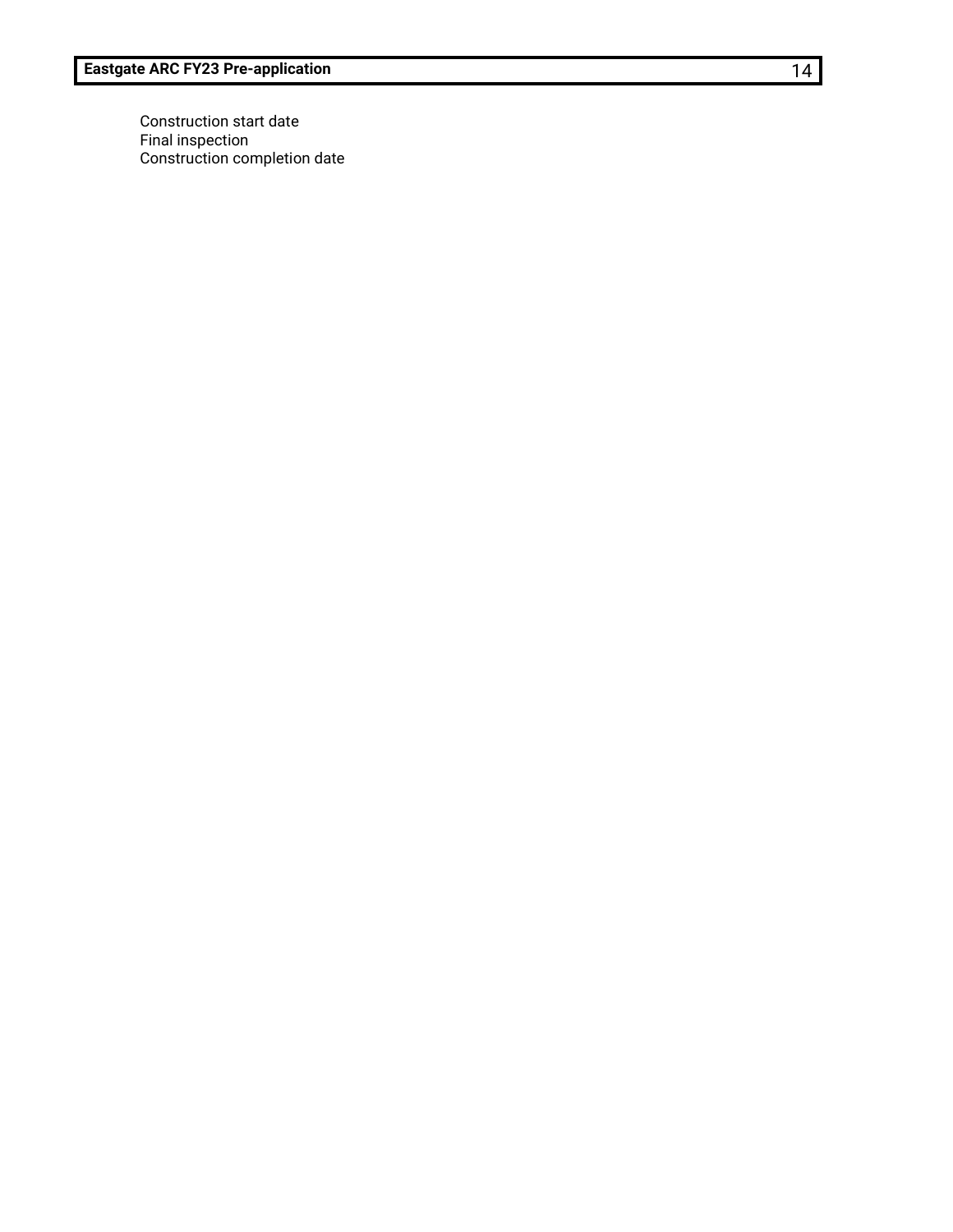Construction start date
Final inspection
Construction completion date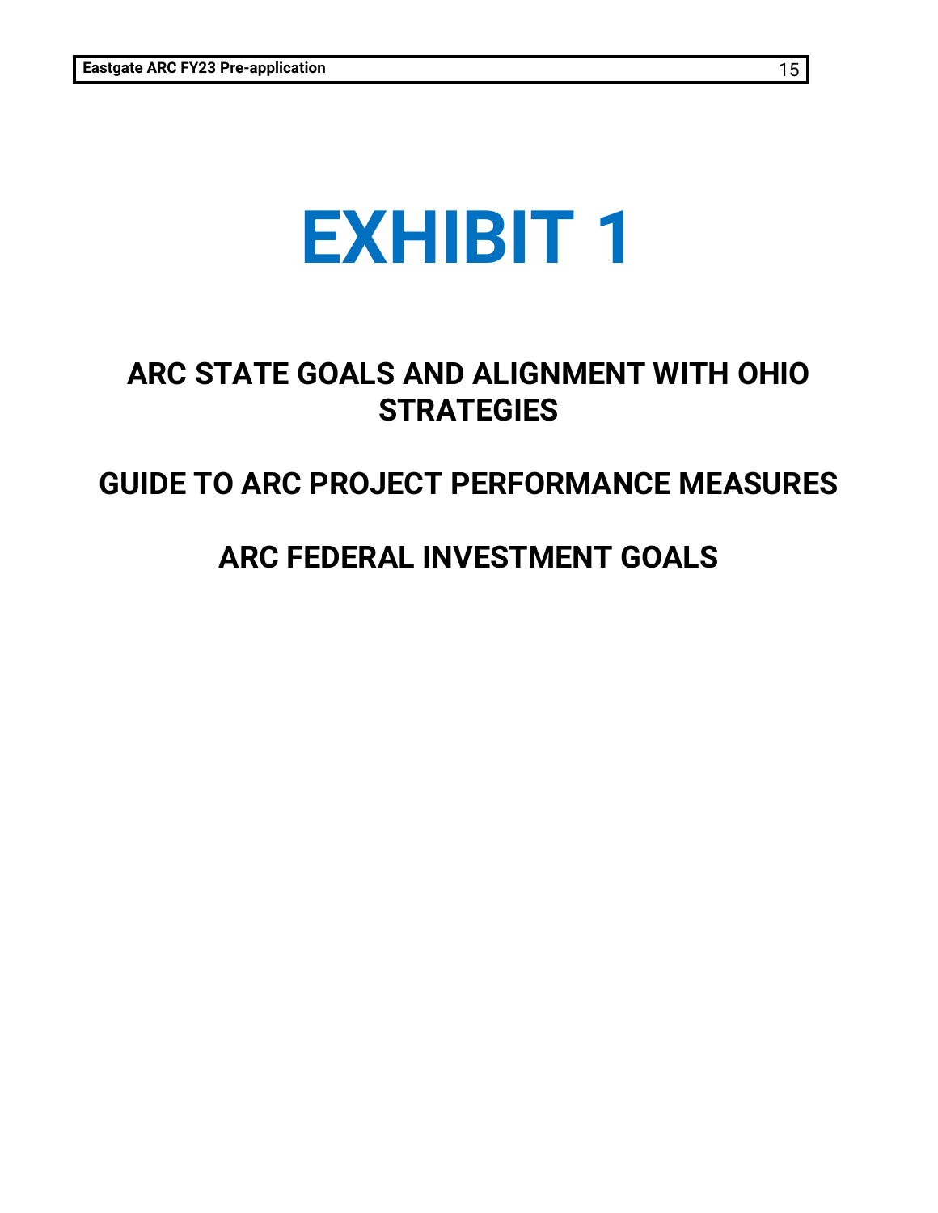# EXHIBIT 1

## ARC STATE GOALS AND ALIGNMENT WITH OHIO STRATEGIES

## GUIDE TO ARC PROJECT PERFORMANCE MEASURES

## ARC FEDERAL INVESTMENT GOALS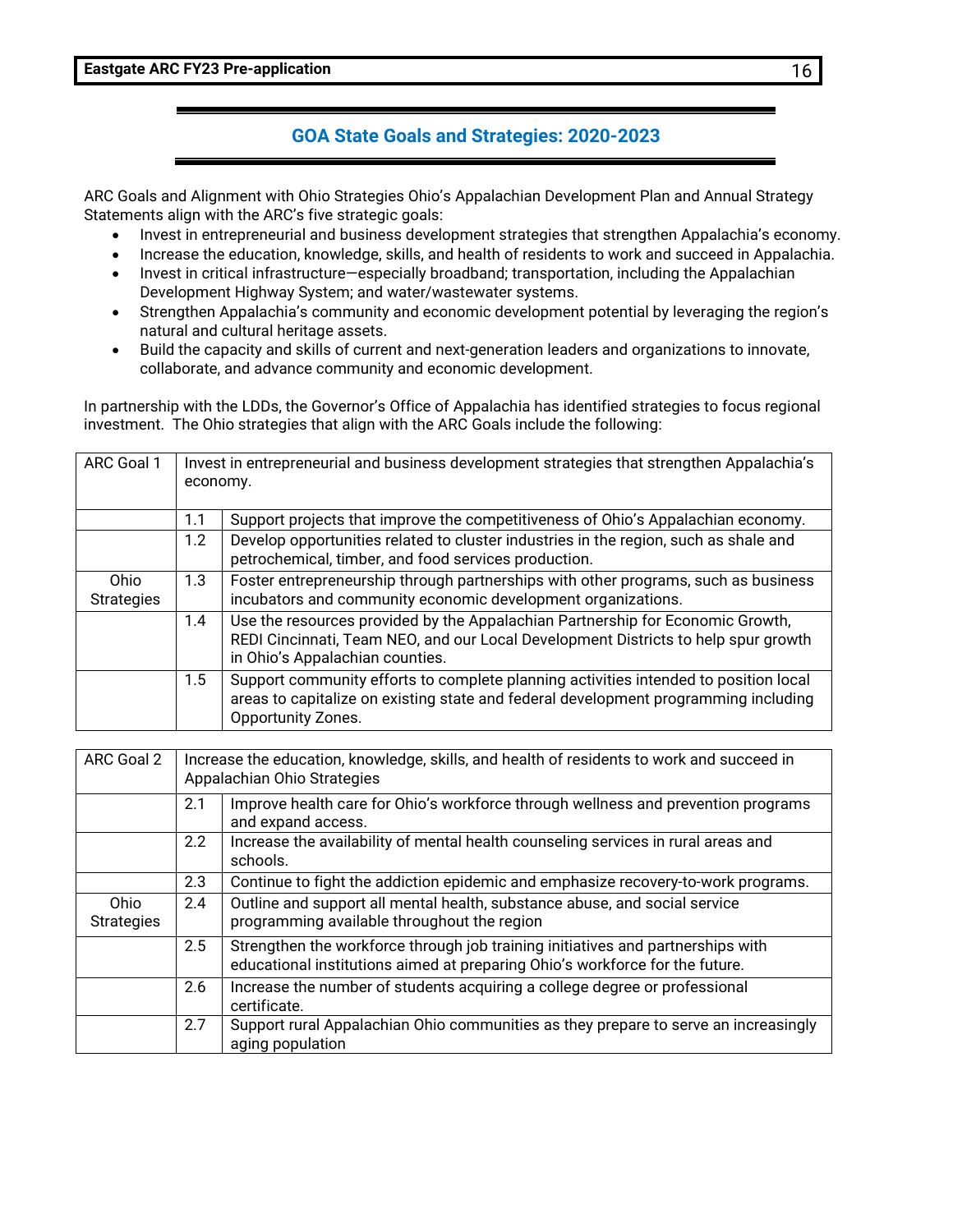## GOA State Goals and Strategies: 2020-2023

ARC Goals and Alignment with Ohio Strategies Ohio's Appalachian Development Plan and Annual Strategy Statements align with the ARC's five strategic goals:

- Invest in entrepreneurial and business development strategies that strengthen Appalachia's economy.
- Increase the education, knowledge, skills, and health of residents to work and succeed in Appalachia.
- Invest in critical infrastructure—especially broadband; transportation, including the Appalachian Development Highway System; and water/wastewater systems.
- Strengthen Appalachia's community and economic development potential by leveraging the region's natural and cultural heritage assets.
- Build the capacity and skills of current and next-generation leaders and organizations to innovate, collaborate, and advance community and economic development.

In partnership with the LDDs, the Governor's Office of Appalachia has identified strategies to focus regional investment. The Ohio strategies that align with the ARC Goals include the following:

| ARC Goal 1 | Invest in entrepreneurial and business development strategies that strengthen Appalachia's economy. | |
|---|---|---|
| | 1.1 | Support projects that improve the competitiveness of Ohio's Appalachian economy. |
| | 1.2 | Develop opportunities related to cluster industries in the region, such as shale and petrochemical, timber, and food services production. |
| Ohio Strategies | 1.3 | Foster entrepreneurship through partnerships with other programs, such as business incubators and community economic development organizations. |
| | 1.4 | Use the resources provided by the Appalachian Partnership for Economic Growth, REDI Cincinnati, Team NEO, and our Local Development Districts to help spur growth in Ohio's Appalachian counties. |
| | 1.5 | Support community efforts to complete planning activities intended to position local areas to capitalize on existing state and federal development programming including Opportunity Zones. |

| ARC Goal 2 | Increase the education, knowledge, skills, and health of residents to work and succeed in Appalachian Ohio Strategies | |
|---|---|---|
| | 2.1 | Improve health care for Ohio's workforce through wellness and prevention programs and expand access. |
| | 2.2 | Increase the availability of mental health counseling services in rural areas and schools. |
| | 2.3 | Continue to fight the addiction epidemic and emphasize recovery-to-work programs. |
| Ohio Strategies | 2.4 | Outline and support all mental health, substance abuse, and social service programming available throughout the region |
| | 2.5 | Strengthen the workforce through job training initiatives and partnerships with educational institutions aimed at preparing Ohio's workforce for the future. |
| | 2.6 | Increase the number of students acquiring a college degree or professional certificate. |
| | 2.7 | Support rural Appalachian Ohio communities as they prepare to serve an increasingly aging population |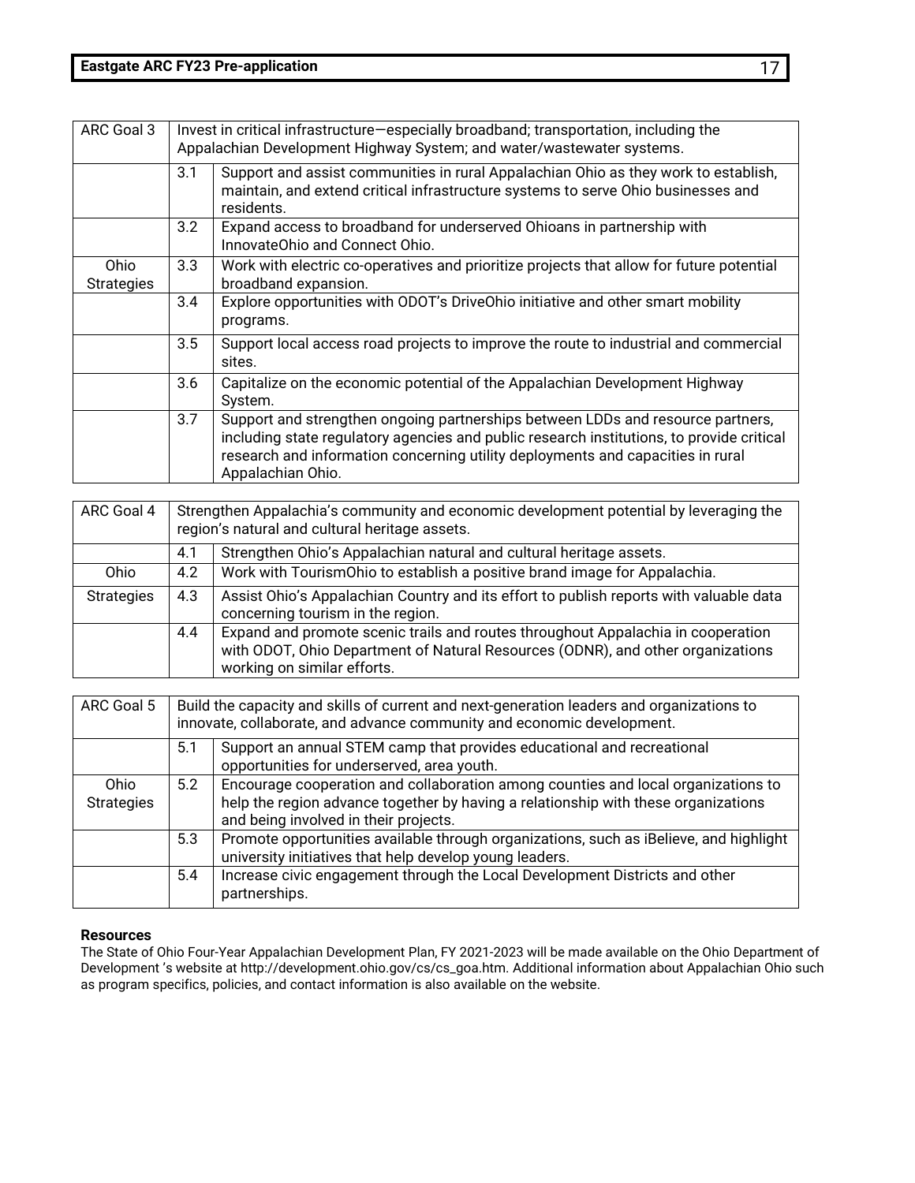| ARC Goal 3 | Invest in critical infrastructure—especially broadband; transportation, including the Appalachian Development Highway System; and water/wastewater systems. | |
|---|---|---|
| | 3.1 | Support and assist communities in rural Appalachian Ohio as they work to establish, maintain, and extend critical infrastructure systems to serve Ohio businesses and residents. |
| | 3.2 | Expand access to broadband for underserved Ohioans in partnership with InnovateOhio and Connect Ohio. |
| Ohio Strategies | 3.3 | Work with electric co-operatives and prioritize projects that allow for future potential broadband expansion. |
| | 3.4 | Explore opportunities with ODOT's DriveOhio initiative and other smart mobility programs. |
| | 3.5 | Support local access road projects to improve the route to industrial and commercial sites. |
| | 3.6 | Capitalize on the economic potential of the Appalachian Development Highway System. |
| | 3.7 | Support and strengthen ongoing partnerships between LDDs and resource partners, including state regulatory agencies and public research institutions, to provide critical research and information concerning utility deployments and capacities in rural Appalachian Ohio. |

| ARC Goal 4 | Strengthen Appalachia's community and economic development potential by leveraging the region's natural and cultural heritage assets. | |
|---|---|---|
| | 4.1 | Strengthen Ohio's Appalachian natural and cultural heritage assets. |
| Ohio | 4.2 | Work with TourismOhio to establish a positive brand image for Appalachia. |
| Strategies | 4.3 | Assist Ohio's Appalachian Country and its effort to publish reports with valuable data concerning tourism in the region. |
| | 4.4 | Expand and promote scenic trails and routes throughout Appalachia in cooperation with ODOT, Ohio Department of Natural Resources (ODNR), and other organizations working on similar efforts. |

| ARC Goal 5 | Build the capacity and skills of current and next-generation leaders and organizations to innovate, collaborate, and advance community and economic development. | |
|---|---|---|
| | 5.1 | Support an annual STEM camp that provides educational and recreational opportunities for underserved, area youth. |
| Ohio Strategies | 5.2 | Encourage cooperation and collaboration among counties and local organizations to help the region advance together by having a relationship with these organizations and being involved in their projects. |
| | 5.3 | Promote opportunities available through organizations, such as iBelieve, and highlight university initiatives that help develop young leaders. |
| | 5.4 | Increase civic engagement through the Local Development Districts and other partnerships. |

**Resources**

The State of Ohio Four-Year Appalachian Development Plan, FY 2021-2023 will be made available on the Ohio Department of Development 's website at http://development.ohio.gov/cs/cs_goa.htm. Additional information about Appalachian Ohio such as program specifics, policies, and contact information is also available on the website.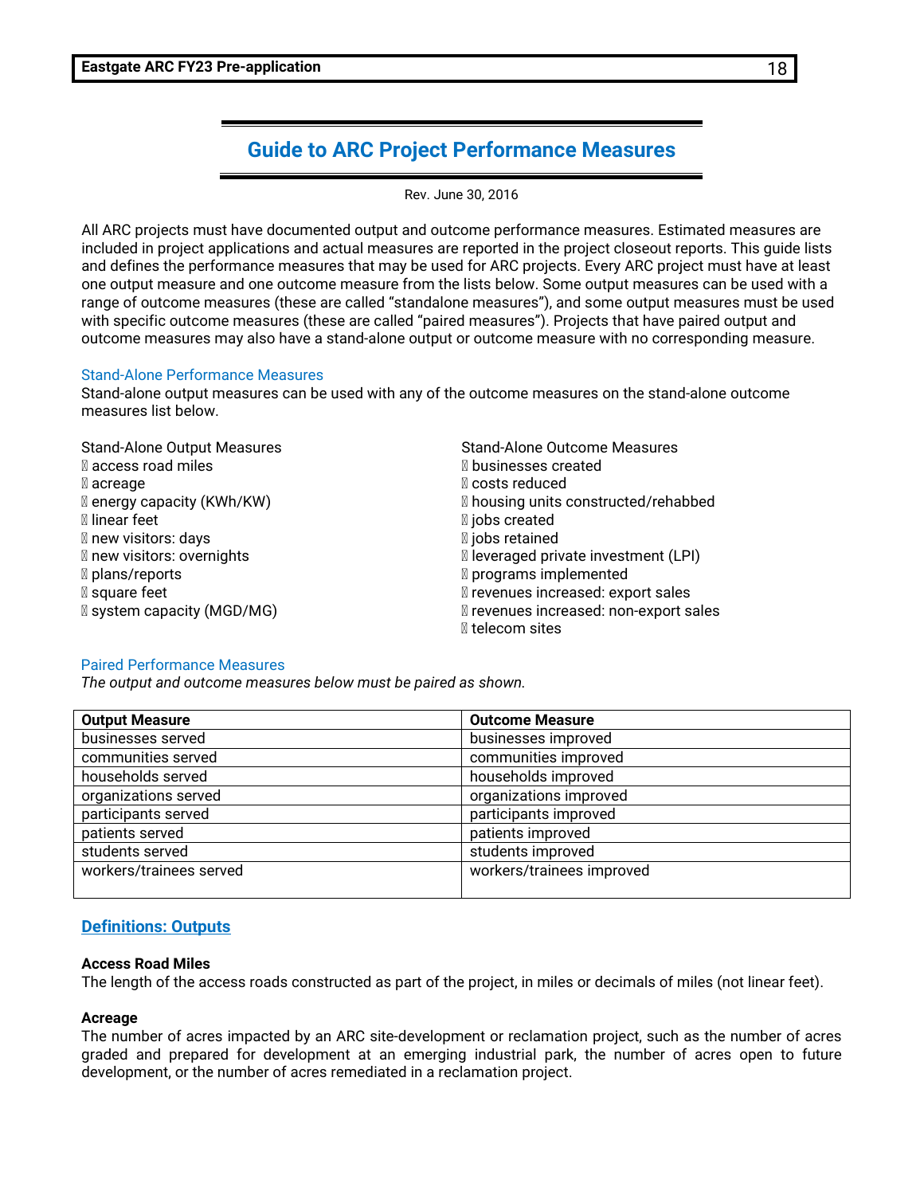# Guide to ARC Project Performance Measures

Rev. June 30, 2016

All ARC projects must have documented output and outcome performance measures. Estimated measures are included in project applications and actual measures are reported in the project closeout reports. This guide lists and defines the performance measures that may be used for ARC projects. Every ARC project must have at least one output measure and one outcome measure from the lists below. Some output measures can be used with a range of outcome measures (these are called "standalone measures"), and some output measures must be used with specific outcome measures (these are called "paired measures"). Projects that have paired output and outcome measures may also have a stand-alone output or outcome measure with no corresponding measure.

## Stand-Alone Performance Measures

Stand-alone output measures can be used with any of the outcome measures on the stand-alone outcome measures list below.

Stand-Alone Output Measures

- access road miles
- acreage
- energy capacity (KWh/KW)
- linear feet
- new visitors: days
- new visitors: overnights
- plans/reports
- square feet
- system capacity (MGD/MG)

Stand-Alone Outcome Measures

- businesses created
- costs reduced
- housing units constructed/rehabbed
- jobs created
- jobs retained
- leveraged private investment (LPI)
- programs implemented
- revenues increased: export sales
- revenues increased: non-export sales
- telecom sites

## Paired Performance Measures

*The output and outcome measures below must be paired as shown.*

| Output Measure | Outcome Measure |
|---|---|
| businesses served | businesses improved |
| communities served | communities improved |
| households served | households improved |
| organizations served | organizations improved |
| participants served | participants improved |
| patients served | patients improved |
| students served | students improved |
| workers/trainees served | workers/trainees improved |

## Definitions: Outputs

**Access Road Miles**
The length of the access roads constructed as part of the project, in miles or decimals of miles (not linear feet).

**Acreage**
The number of acres impacted by an ARC site-development or reclamation project, such as the number of acres graded and prepared for development at an emerging industrial park, the number of acres open to future development, or the number of acres remediated in a reclamation project.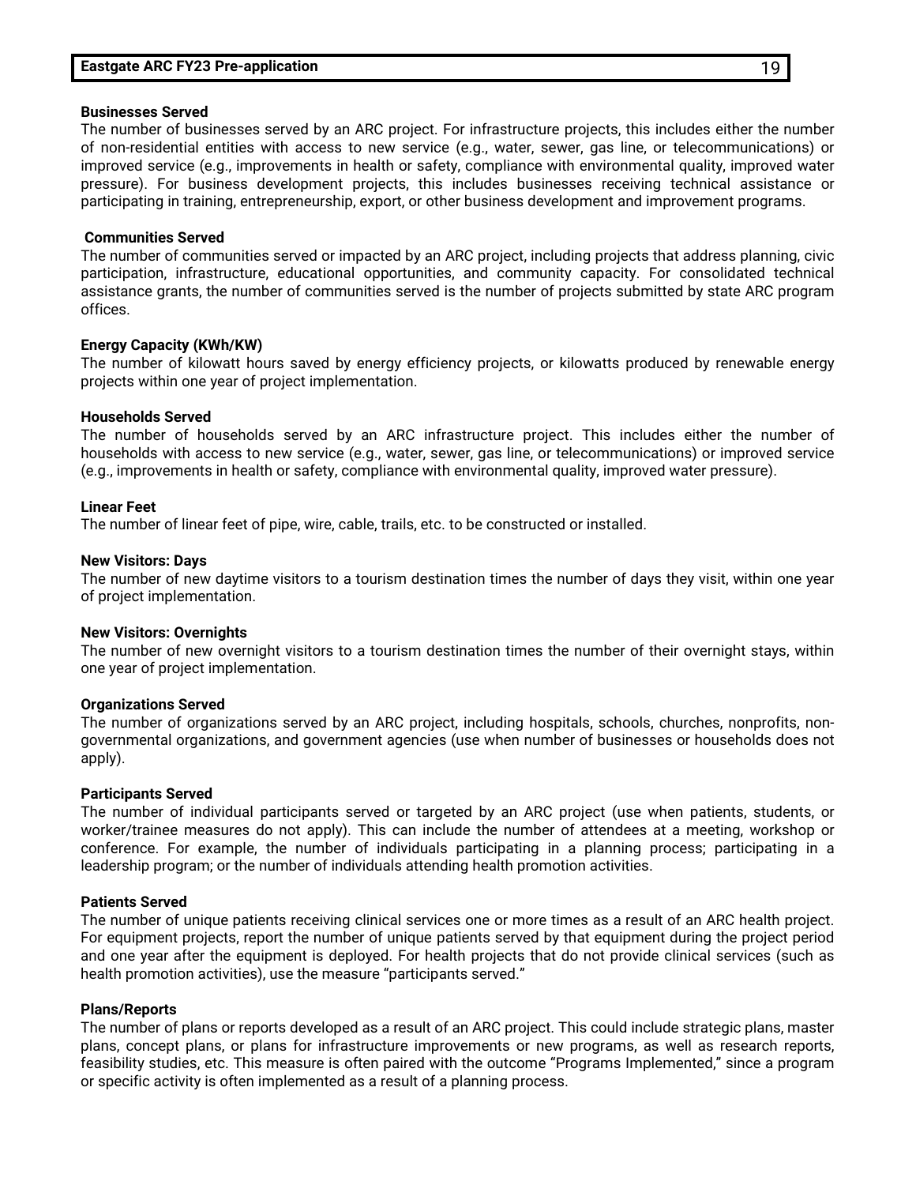**Businesses Served**
The number of businesses served by an ARC project. For infrastructure projects, this includes either the number of non-residential entities with access to new service (e.g., water, sewer, gas line, or telecommunications) or improved service (e.g., improvements in health or safety, compliance with environmental quality, improved water pressure). For business development projects, this includes businesses receiving technical assistance or participating in training, entrepreneurship, export, or other business development and improvement programs.

**Communities Served**
The number of communities served or impacted by an ARC project, including projects that address planning, civic participation, infrastructure, educational opportunities, and community capacity. For consolidated technical assistance grants, the number of communities served is the number of projects submitted by state ARC program offices.

**Energy Capacity (KWh/KW)**
The number of kilowatt hours saved by energy efficiency projects, or kilowatts produced by renewable energy projects within one year of project implementation.

**Households Served**
The number of households served by an ARC infrastructure project. This includes either the number of households with access to new service (e.g., water, sewer, gas line, or telecommunications) or improved service (e.g., improvements in health or safety, compliance with environmental quality, improved water pressure).

**Linear Feet**
The number of linear feet of pipe, wire, cable, trails, etc. to be constructed or installed.

**New Visitors: Days**
The number of new daytime visitors to a tourism destination times the number of days they visit, within one year of project implementation.

**New Visitors: Overnights**
The number of new overnight visitors to a tourism destination times the number of their overnight stays, within one year of project implementation.

**Organizations Served**
The number of organizations served by an ARC project, including hospitals, schools, churches, nonprofits, non-governmental organizations, and government agencies (use when number of businesses or households does not apply).

**Participants Served**
The number of individual participants served or targeted by an ARC project (use when patients, students, or worker/trainee measures do not apply). This can include the number of attendees at a meeting, workshop or conference. For example, the number of individuals participating in a planning process; participating in a leadership program; or the number of individuals attending health promotion activities.

**Patients Served**
The number of unique patients receiving clinical services one or more times as a result of an ARC health project. For equipment projects, report the number of unique patients served by that equipment during the project period and one year after the equipment is deployed. For health projects that do not provide clinical services (such as health promotion activities), use the measure "participants served."

**Plans/Reports**
The number of plans or reports developed as a result of an ARC project. This could include strategic plans, master plans, concept plans, or plans for infrastructure improvements or new programs, as well as research reports, feasibility studies, etc. This measure is often paired with the outcome "Programs Implemented," since a program or specific activity is often implemented as a result of a planning process.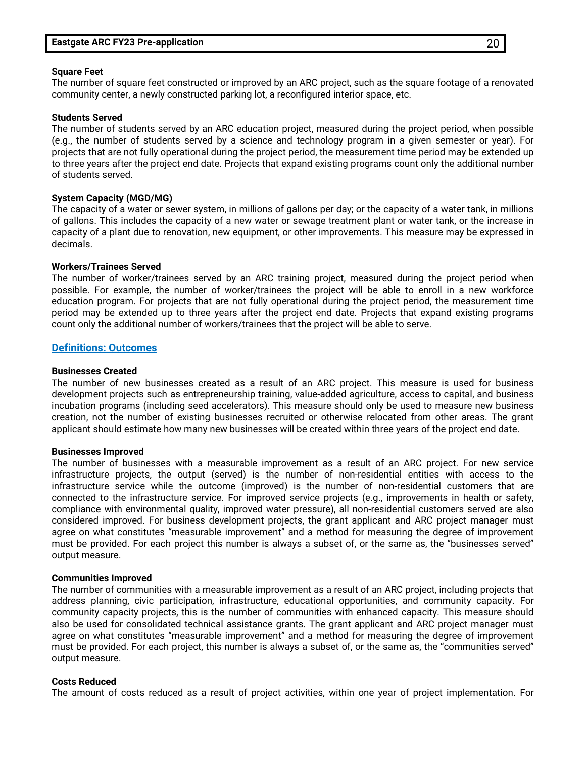**Square Feet**
The number of square feet constructed or improved by an ARC project, such as the square footage of a renovated community center, a newly constructed parking lot, a reconfigured interior space, etc.

**Students Served**
The number of students served by an ARC education project, measured during the project period, when possible (e.g., the number of students served by a science and technology program in a given semester or year). For projects that are not fully operational during the project period, the measurement time period may be extended up to three years after the project end date. Projects that expand existing programs count only the additional number of students served.

**System Capacity (MGD/MG)**
The capacity of a water or sewer system, in millions of gallons per day; or the capacity of a water tank, in millions of gallons. This includes the capacity of a new water or sewage treatment plant or water tank, or the increase in capacity of a plant due to renovation, new equipment, or other improvements. This measure may be expressed in decimals.

**Workers/Trainees Served**
The number of worker/trainees served by an ARC training project, measured during the project period when possible. For example, the number of worker/trainees the project will be able to enroll in a new workforce education program. For projects that are not fully operational during the project period, the measurement time period may be extended up to three years after the project end date. Projects that expand existing programs count only the additional number of workers/trainees that the project will be able to serve.

## Definitions: Outcomes

**Businesses Created**
The number of new businesses created as a result of an ARC project. This measure is used for business development projects such as entrepreneurship training, value-added agriculture, access to capital, and business incubation programs (including seed accelerators). This measure should only be used to measure new business creation, not the number of existing businesses recruited or otherwise relocated from other areas. The grant applicant should estimate how many new businesses will be created within three years of the project end date.

**Businesses Improved**
The number of businesses with a measurable improvement as a result of an ARC project. For new service infrastructure projects, the output (served) is the number of non-residential entities with access to the infrastructure service while the outcome (improved) is the number of non-residential customers that are connected to the infrastructure service. For improved service projects (e.g., improvements in health or safety, compliance with environmental quality, improved water pressure), all non-residential customers served are also considered improved. For business development projects, the grant applicant and ARC project manager must agree on what constitutes "measurable improvement" and a method for measuring the degree of improvement must be provided. For each project this number is always a subset of, or the same as, the "businesses served" output measure.

**Communities Improved**
The number of communities with a measurable improvement as a result of an ARC project, including projects that address planning, civic participation, infrastructure, educational opportunities, and community capacity. For community capacity projects, this is the number of communities with enhanced capacity. This measure should also be used for consolidated technical assistance grants. The grant applicant and ARC project manager must agree on what constitutes "measurable improvement" and a method for measuring the degree of improvement must be provided. For each project, this number is always a subset of, or the same as, the "communities served" output measure.

**Costs Reduced**
The amount of costs reduced as a result of project activities, within one year of project implementation. For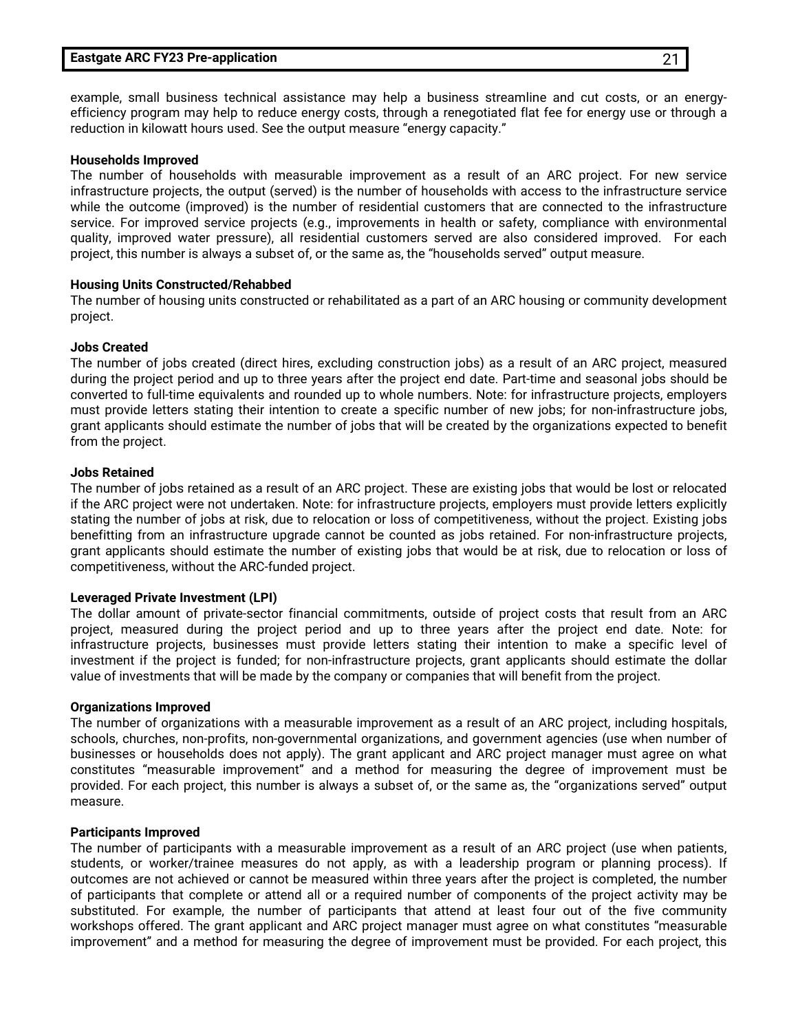example, small business technical assistance may help a business streamline and cut costs, or an energy-efficiency program may help to reduce energy costs, through a renegotiated flat fee for energy use or through a reduction in kilowatt hours used. See the output measure "energy capacity."

**Households Improved**
The number of households with measurable improvement as a result of an ARC project. For new service infrastructure projects, the output (served) is the number of households with access to the infrastructure service while the outcome (improved) is the number of residential customers that are connected to the infrastructure service. For improved service projects (e.g., improvements in health or safety, compliance with environmental quality, improved water pressure), all residential customers served are also considered improved. For each project, this number is always a subset of, or the same as, the "households served" output measure.

**Housing Units Constructed/Rehabbed**
The number of housing units constructed or rehabilitated as a part of an ARC housing or community development project.

**Jobs Created**
The number of jobs created (direct hires, excluding construction jobs) as a result of an ARC project, measured during the project period and up to three years after the project end date. Part-time and seasonal jobs should be converted to full-time equivalents and rounded up to whole numbers. Note: for infrastructure projects, employers must provide letters stating their intention to create a specific number of new jobs; for non-infrastructure jobs, grant applicants should estimate the number of jobs that will be created by the organizations expected to benefit from the project.

**Jobs Retained**
The number of jobs retained as a result of an ARC project. These are existing jobs that would be lost or relocated if the ARC project were not undertaken. Note: for infrastructure projects, employers must provide letters explicitly stating the number of jobs at risk, due to relocation or loss of competitiveness, without the project. Existing jobs benefitting from an infrastructure upgrade cannot be counted as jobs retained. For non-infrastructure projects, grant applicants should estimate the number of existing jobs that would be at risk, due to relocation or loss of competitiveness, without the ARC-funded project.

**Leveraged Private Investment (LPI)**
The dollar amount of private-sector financial commitments, outside of project costs that result from an ARC project, measured during the project period and up to three years after the project end date. Note: for infrastructure projects, businesses must provide letters stating their intention to make a specific level of investment if the project is funded; for non-infrastructure projects, grant applicants should estimate the dollar value of investments that will be made by the company or companies that will benefit from the project.

**Organizations Improved**
The number of organizations with a measurable improvement as a result of an ARC project, including hospitals, schools, churches, non-profits, non-governmental organizations, and government agencies (use when number of businesses or households does not apply). The grant applicant and ARC project manager must agree on what constitutes "measurable improvement" and a method for measuring the degree of improvement must be provided. For each project, this number is always a subset of, or the same as, the "organizations served" output measure.

**Participants Improved**
The number of participants with a measurable improvement as a result of an ARC project (use when patients, students, or worker/trainee measures do not apply, as with a leadership program or planning process). If outcomes are not achieved or cannot be measured within three years after the project is completed, the number of participants that complete or attend all or a required number of components of the project activity may be substituted. For example, the number of participants that attend at least four out of the five community workshops offered. The grant applicant and ARC project manager must agree on what constitutes "measurable improvement" and a method for measuring the degree of improvement must be provided. For each project, this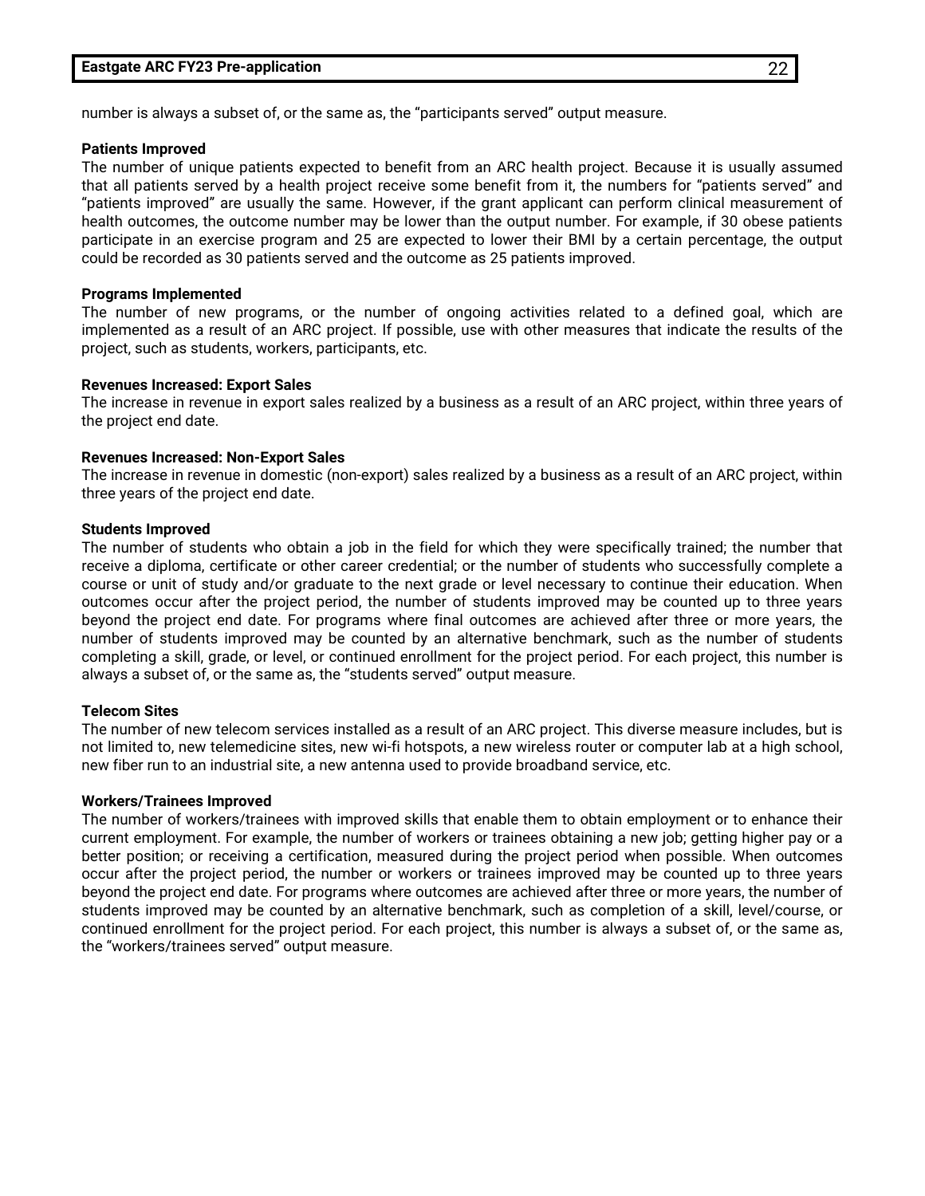number is always a subset of, or the same as, the “participants served” output measure.

**Patients Improved**
The number of unique patients expected to benefit from an ARC health project. Because it is usually assumed that all patients served by a health project receive some benefit from it, the numbers for “patients served” and “patients improved” are usually the same. However, if the grant applicant can perform clinical measurement of health outcomes, the outcome number may be lower than the output number. For example, if 30 obese patients participate in an exercise program and 25 are expected to lower their BMI by a certain percentage, the output could be recorded as 30 patients served and the outcome as 25 patients improved.

**Programs Implemented**
The number of new programs, or the number of ongoing activities related to a defined goal, which are implemented as a result of an ARC project. If possible, use with other measures that indicate the results of the project, such as students, workers, participants, etc.

**Revenues Increased: Export Sales**
The increase in revenue in export sales realized by a business as a result of an ARC project, within three years of the project end date.

**Revenues Increased: Non-Export Sales**
The increase in revenue in domestic (non-export) sales realized by a business as a result of an ARC project, within three years of the project end date.

**Students Improved**
The number of students who obtain a job in the field for which they were specifically trained; the number that receive a diploma, certificate or other career credential; or the number of students who successfully complete a course or unit of study and/or graduate to the next grade or level necessary to continue their education. When outcomes occur after the project period, the number of students improved may be counted up to three years beyond the project end date. For programs where final outcomes are achieved after three or more years, the number of students improved may be counted by an alternative benchmark, such as the number of students completing a skill, grade, or level, or continued enrollment for the project period. For each project, this number is always a subset of, or the same as, the “students served” output measure.

**Telecom Sites**
The number of new telecom services installed as a result of an ARC project. This diverse measure includes, but is not limited to, new telemedicine sites, new wi-fi hotspots, a new wireless router or computer lab at a high school, new fiber run to an industrial site, a new antenna used to provide broadband service, etc.

**Workers/Trainees Improved**
The number of workers/trainees with improved skills that enable them to obtain employment or to enhance their current employment. For example, the number of workers or trainees obtaining a new job; getting higher pay or a better position; or receiving a certification, measured during the project period when possible. When outcomes occur after the project period, the number or workers or trainees improved may be counted up to three years beyond the project end date. For programs where outcomes are achieved after three or more years, the number of students improved may be counted by an alternative benchmark, such as completion of a skill, level/course, or continued enrollment for the project period. For each project, this number is always a subset of, or the same as, the “workers/trainees served” output measure.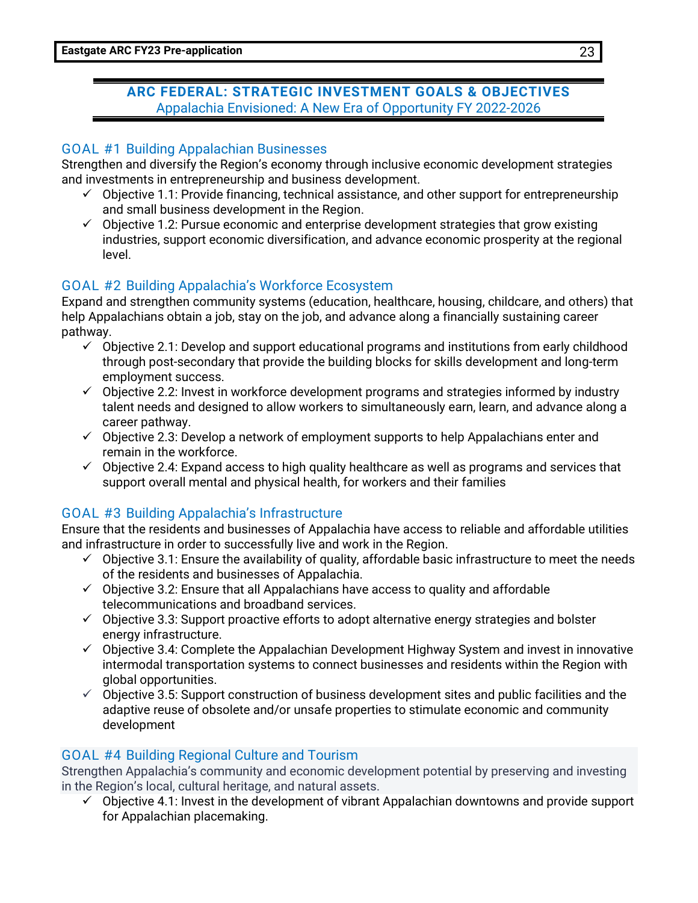## ARC FEDERAL: STRATEGIC INVESTMENT GOALS & OBJECTIVES

Appalachia Envisioned: A New Era of Opportunity FY 2022-2026

### GOAL #1 Building Appalachian Businesses

Strengthen and diversify the Region's economy through inclusive economic development strategies and investments in entrepreneurship and business development.

- ✓ Objective 1.1: Provide financing, technical assistance, and other support for entrepreneurship and small business development in the Region.
- ✓ Objective 1.2: Pursue economic and enterprise development strategies that grow existing industries, support economic diversification, and advance economic prosperity at the regional level.

### GOAL #2 Building Appalachia's Workforce Ecosystem

Expand and strengthen community systems (education, healthcare, housing, childcare, and others) that help Appalachians obtain a job, stay on the job, and advance along a financially sustaining career pathway.

- ✓ Objective 2.1: Develop and support educational programs and institutions from early childhood through post-secondary that provide the building blocks for skills development and long-term employment success.
- ✓ Objective 2.2: Invest in workforce development programs and strategies informed by industry talent needs and designed to allow workers to simultaneously earn, learn, and advance along a career pathway.
- ✓ Objective 2.3: Develop a network of employment supports to help Appalachians enter and remain in the workforce.
- ✓ Objective 2.4: Expand access to high quality healthcare as well as programs and services that support overall mental and physical health, for workers and their families

### GOAL #3 Building Appalachia's Infrastructure

Ensure that the residents and businesses of Appalachia have access to reliable and affordable utilities and infrastructure in order to successfully live and work in the Region.

- ✓ Objective 3.1: Ensure the availability of quality, affordable basic infrastructure to meet the needs of the residents and businesses of Appalachia.
- ✓ Objective 3.2: Ensure that all Appalachians have access to quality and affordable telecommunications and broadband services.
- ✓ Objective 3.3: Support proactive efforts to adopt alternative energy strategies and bolster energy infrastructure.
- ✓ Objective 3.4: Complete the Appalachian Development Highway System and invest in innovative intermodal transportation systems to connect businesses and residents within the Region with global opportunities.
- ✓ Objective 3.5: Support construction of business development sites and public facilities and the adaptive reuse of obsolete and/or unsafe properties to stimulate economic and community development

### GOAL #4 Building Regional Culture and Tourism

Strengthen Appalachia's community and economic development potential by preserving and investing in the Region's local, cultural heritage, and natural assets.

- ✓ Objective 4.1: Invest in the development of vibrant Appalachian downtowns and provide support for Appalachian placemaking.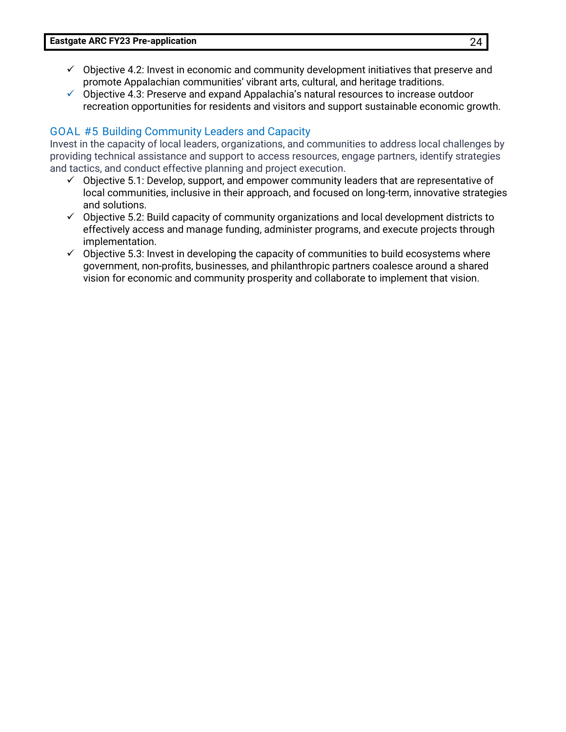- ✓ Objective 4.2: Invest in economic and community development initiatives that preserve and promote Appalachian communities' vibrant arts, cultural, and heritage traditions.
- ✓ Objective 4.3: Preserve and expand Appalachia's natural resources to increase outdoor recreation opportunities for residents and visitors and support sustainable economic growth.

## GOAL #5 Building Community Leaders and Capacity

Invest in the capacity of local leaders, organizations, and communities to address local challenges by providing technical assistance and support to access resources, engage partners, identify strategies and tactics, and conduct effective planning and project execution.

- ✓ Objective 5.1: Develop, support, and empower community leaders that are representative of local communities, inclusive in their approach, and focused on long-term, innovative strategies and solutions.
- ✓ Objective 5.2: Build capacity of community organizations and local development districts to effectively access and manage funding, administer programs, and execute projects through implementation.
- ✓ Objective 5.3: Invest in developing the capacity of communities to build ecosystems where government, non-profits, businesses, and philanthropic partners coalesce around a shared vision for economic and community prosperity and collaborate to implement that vision.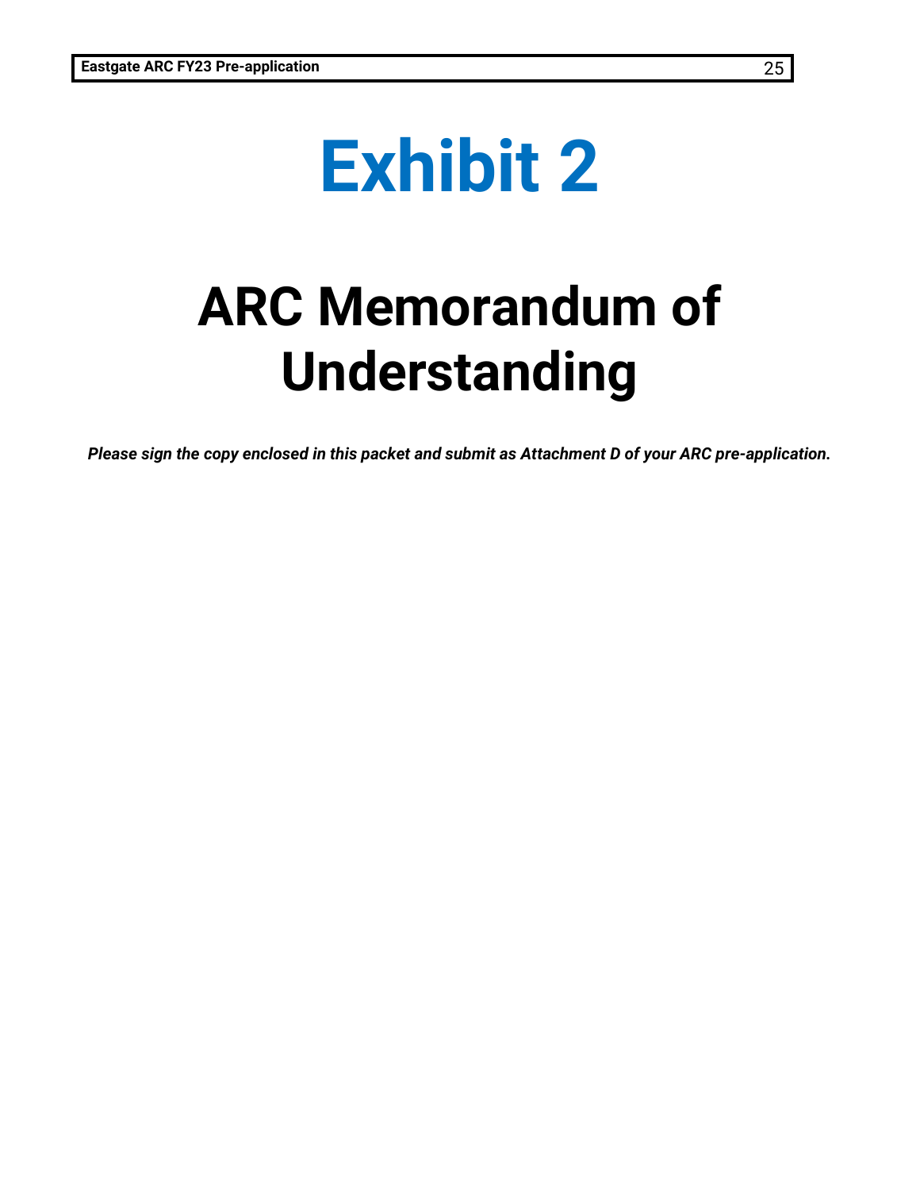# Exhibit 2

# ARC Memorandum of Understanding

***Please sign the copy enclosed in this packet and submit as Attachment D of your ARC pre-application.***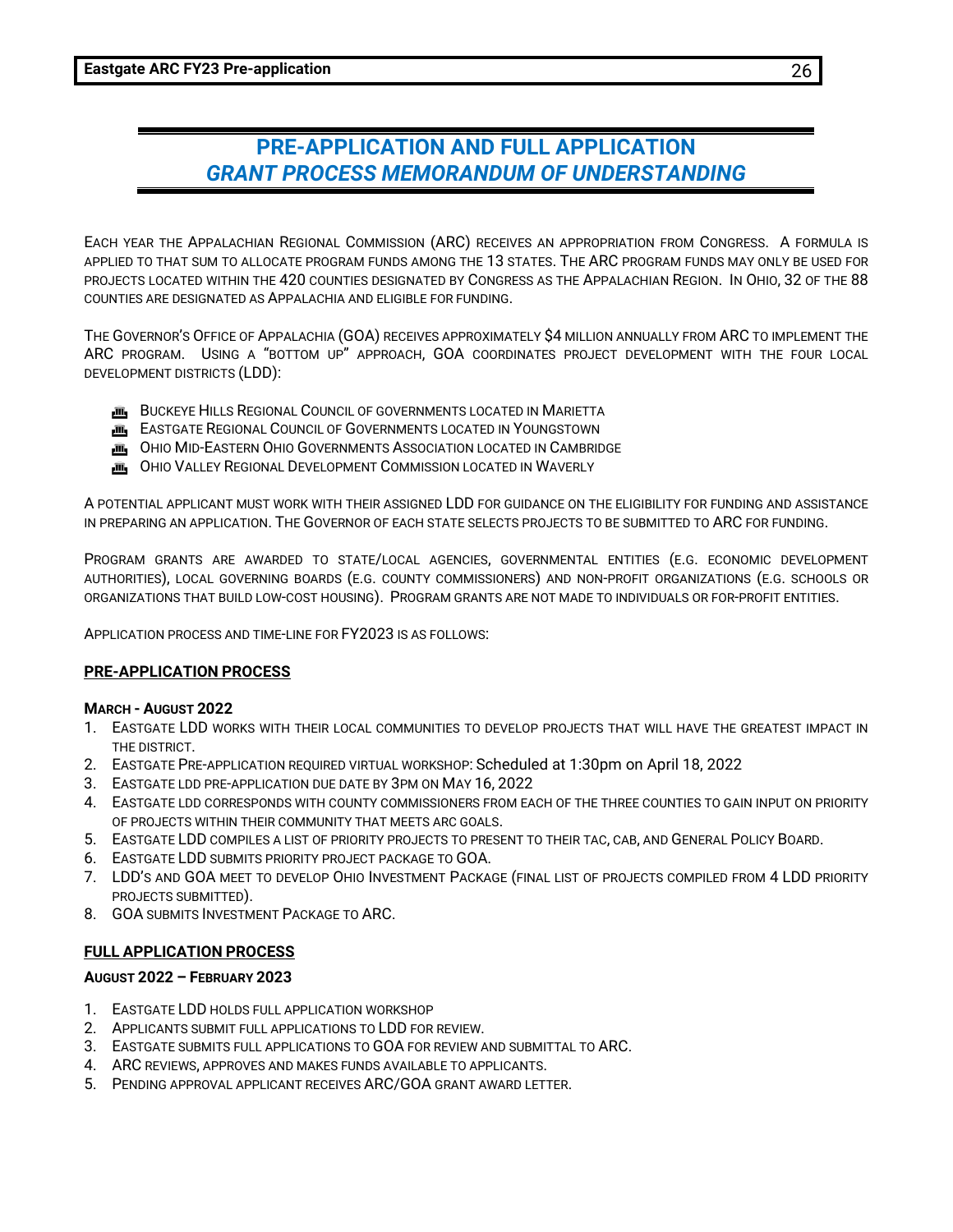# PRE-APPLICATION AND FULL APPLICATION

## *GRANT PROCESS MEMORANDUM OF UNDERSTANDING*

Each year the Appalachian Regional Commission (ARC) receives an appropriation from Congress. A formula is applied to that sum to allocate program funds among the 13 states. The ARC program funds may only be used for projects located within the 420 counties designated by Congress as the Appalachian Region. In Ohio, 32 of the 88 counties are designated as Appalachia and eligible for funding.

The Governor's Office of Appalachia (GOA) receives approximately $4 million annually from ARC to implement the ARC program. Using a "bottom up" approach, GOA coordinates project development with the four local development districts (LDD):

- Buckeye Hills Regional Council of governments located in Marietta
- Eastgate Regional Council of Governments located in Youngstown
- Ohio Mid-Eastern Ohio Governments Association located in Cambridge
- Ohio Valley Regional Development Commission located in Waverly

A potential applicant must work with their assigned LDD for guidance on the eligibility for funding and assistance in preparing an application. The Governor of each state selects projects to be submitted to ARC for funding.

Program grants are awarded to state/local agencies, governmental entities (e.g. economic development authorities), local governing boards (e.g. county commissioners) and non-profit organizations (e.g. schools or organizations that build low-cost housing). Program grants are not made to individuals or for-profit entities.

Application process and time-line for FY2023 is as follows:

### PRE-APPLICATION PROCESS

**March - August 2022**

1. Eastgate LDD works with their local communities to develop projects that will have the greatest impact in the district.
2. Eastgate Pre-application required virtual workshop: Scheduled at 1:30pm on April 18, 2022
3. Eastgate LDD pre-application due date by 3pm on May 16, 2022
4. Eastgate LDD corresponds with county commissioners from each of the three counties to gain input on priority of projects within their community that meets ARC goals.
5. Eastgate LDD compiles a list of priority projects to present to their TAC, CAB, and General Policy Board.
6. Eastgate LDD submits priority project package to GOA.
7. LDD's and GOA meet to develop Ohio Investment Package (final list of projects compiled from 4 LDD priority projects submitted).
8. GOA submits Investment Package to ARC.

### FULL APPLICATION PROCESS

**August 2022 – February 2023**

1. Eastgate LDD holds full application workshop
2. Applicants submit full applications to LDD for review.
3. Eastgate submits full applications to GOA for review and submittal to ARC.
4. ARC reviews, approves and makes funds available to applicants.
5. Pending approval applicant receives ARC/GOA grant award letter.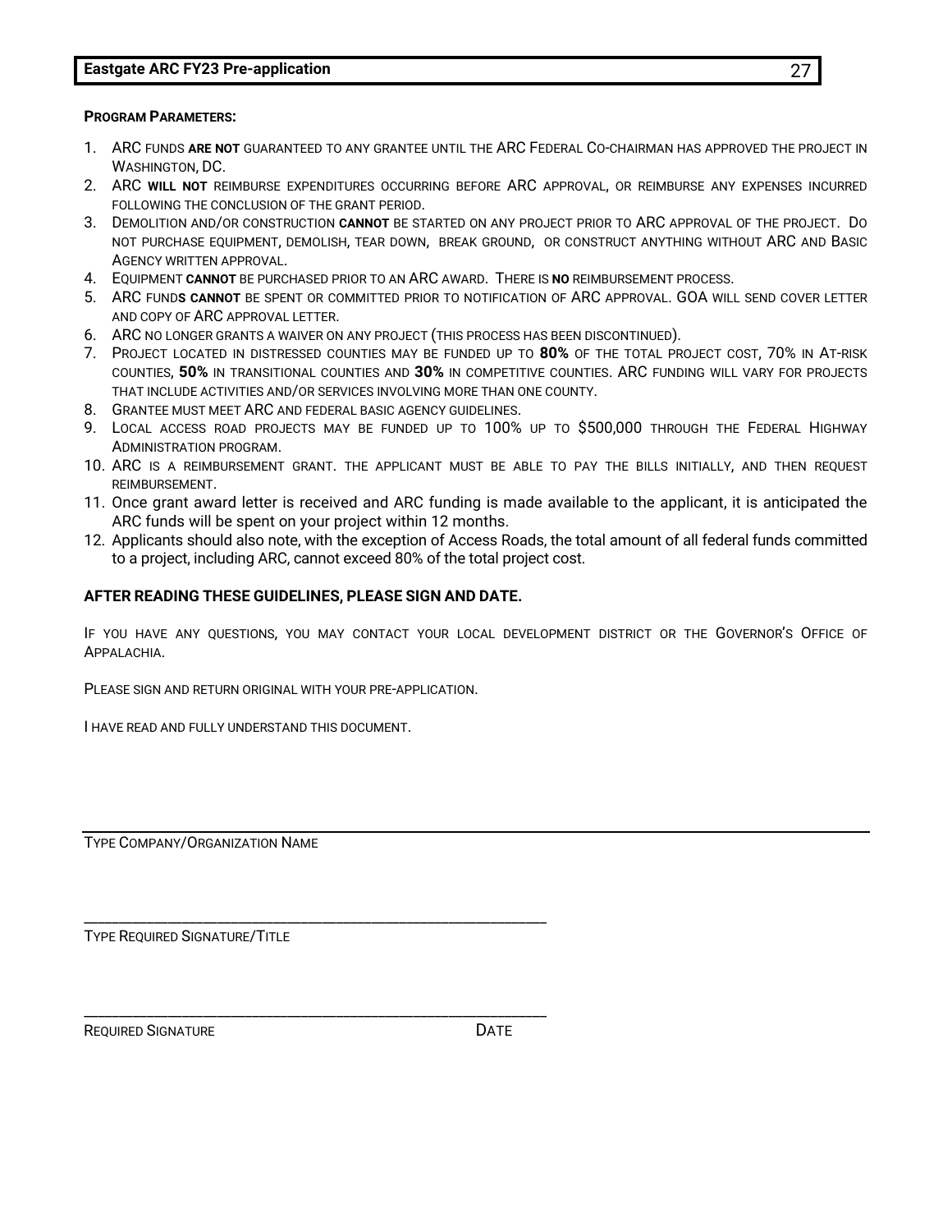**Program Parameters:**

1. ARC funds **are not** guaranteed to any grantee until the ARC Federal Co-chairman has approved the project in Washington, DC.
2. ARC **will not** reimburse expenditures occurring before ARC approval, or reimburse any expenses incurred following the conclusion of the grant period.
3. Demolition and/or construction **cannot** be started on any project prior to ARC approval of the project. Do not purchase equipment, demolish, tear down, break ground, or construct anything without ARC and Basic Agency written approval.
4. Equipment **cannot** be purchased prior to an ARC award. There is **no** reimbursement process.
5. ARC fund**s cannot** be spent or committed prior to notification of ARC approval. GOA will send cover letter and copy of ARC approval letter.
6. ARC no longer grants a waiver on any project (this process has been discontinued).
7. Project located in distressed counties may be funded up to **80%** of the total project cost, 70% in At-risk counties, **50%** in transitional counties and **30%** in competitive counties. ARC funding will vary for projects that include activities and/or services involving more than one county.
8. Grantee must meet ARC and federal basic agency guidelines.
9. Local access road projects may be funded up to 100% up to $500,000 through the Federal Highway Administration program.
10. ARC is a reimbursement grant. The applicant must be able to pay the bills initially, and then request reimbursement.
11. Once grant award letter is received and ARC funding is made available to the applicant, it is anticipated the ARC funds will be spent on your project within 12 months.
12. Applicants should also note, with the exception of Access Roads, the total amount of all federal funds committed to a project, including ARC, cannot exceed 80% of the total project cost.

**AFTER READING THESE GUIDELINES, PLEASE SIGN AND DATE.**

If you have any questions, you may contact your local development district or the Governor's Office of Appalachia.

Please sign and return original with your pre-application.

I have read and fully understand this document.

\_\_\_\_\_\_\_\_\_\_\_\_\_\_\_\_\_\_\_\_\_\_\_\_\_\_\_\_\_\_\_\_\_\_\_\_\_\_\_\_\_\_\_\_\_\_\_\_\_\_\_\_\_\_\_\_\_\_\_\_\_\_\_\_\_\_\_\_\_\_\_\_\_\_\_\_\_\_\_\_\_\_\_\_\_\_\_\_\_\_\_\_\_\_\_\_\_\_\_\_\_

Type Company/Organization Name

\_\_\_\_\_\_\_\_\_\_\_\_\_\_\_\_\_\_\_\_\_\_\_\_\_\_\_\_\_\_\_\_\_\_\_\_\_\_\_\_\_\_\_\_\_\_\_\_\_\_\_\_\_\_\_\_\_\_\_\_

Type Required Signature/Title

\_\_\_\_\_\_\_\_\_\_\_\_\_\_\_\_\_\_\_\_\_\_\_\_\_\_\_\_\_\_\_\_\_\_\_\_\_\_\_\_\_\_\_\_\_\_\_\_\_\_\_\_\_\_\_\_\_\_\_\_

Required Signature Date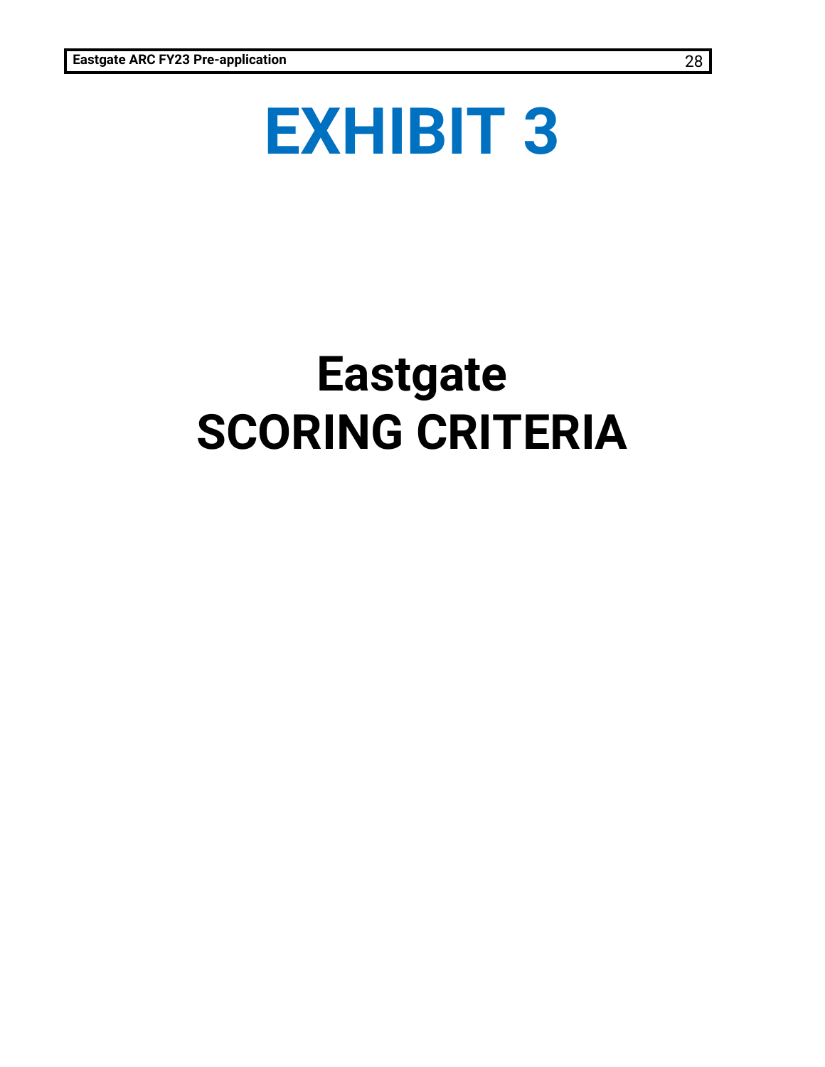# EXHIBIT 3

## Eastgate
## SCORING CRITERIA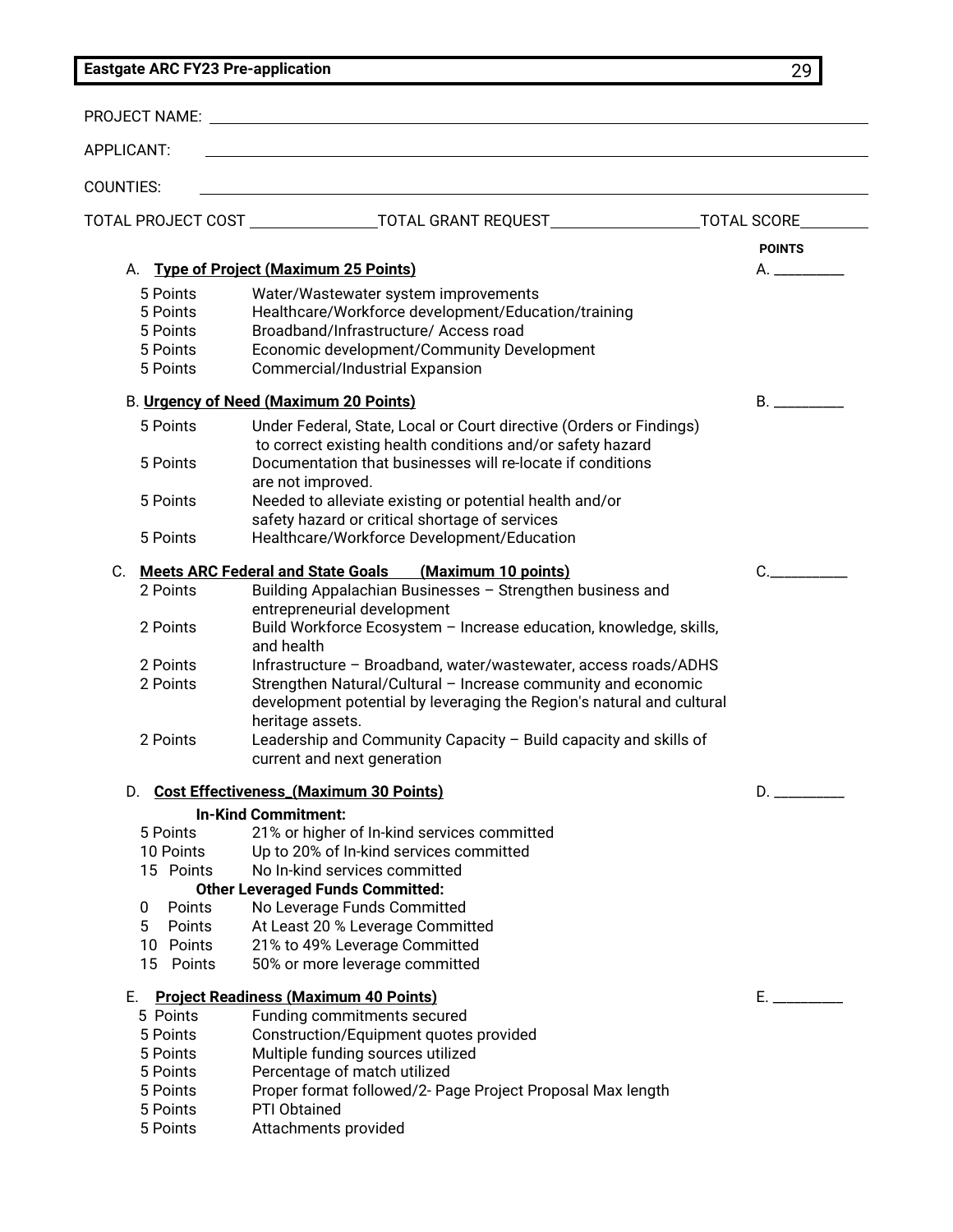**Eastgate ARC FY23 Pre-application**

PROJECT NAME: ____________________

APPLICANT: ____________________

COUNTIES: ____________________

TOTAL PROJECT COST ________________ TOTAL GRANT REQUEST ________________ TOTAL SCORE ________

**POINTS**

A. **Type of Project (Maximum 25 Points)** — A. ________

| Points | Criteria |
|---|---|
| 5 Points | Water/Wastewater system improvements |
| 5 Points | Healthcare/Workforce development/Education/training |
| 5 Points | Broadband/Infrastructure/ Access road |
| 5 Points | Economic development/Community Development |
| 5 Points | Commercial/Industrial Expansion |

B. **Urgency of Need (Maximum 20 Points)** — B. ________

| Points | Criteria |
|---|---|
| 5 Points | Under Federal, State, Local or Court directive (Orders or Findings) to correct existing health conditions and/or safety hazard |
| 5 Points | Documentation that businesses will re-locate if conditions are not improved. |
| 5 Points | Needed to alleviate existing or potential health and/or safety hazard or critical shortage of services |
| 5 Points | Healthcare/Workforce Development/Education |

C. **Meets ARC Federal and State Goals (Maximum 10 points)** — C. ________

| Points | Criteria |
|---|---|
| 2 Points | Building Appalachian Businesses – Strengthen business and entrepreneurial development |
| 2 Points | Build Workforce Ecosystem – Increase education, knowledge, skills, and health |
| 2 Points | Infrastructure – Broadband, water/wastewater, access roads/ADHS |
| 2 Points | Strengthen Natural/Cultural – Increase community and economic development potential by leveraging the Region's natural and cultural heritage assets. |
| 2 Points | Leadership and Community Capacity – Build capacity and skills of current and next generation |

D. **Cost Effectiveness (Maximum 30 Points)** — D. ________

**In-Kind Commitment:**

| Points | Criteria |
|---|---|
| 5 Points | 21% or higher of In-kind services committed |
| 10 Points | Up to 20% of In-kind services committed |
| 15 Points | No In-kind services committed |

**Other Leveraged Funds Committed:**

| Points | Criteria |
|---|---|
| 0 Points | No Leverage Funds Committed |
| 5 Points | At Least 20 % Leverage Committed |
| 10 Points | 21% to 49% Leverage Committed |
| 15 Points | 50% or more leverage committed |

E. **Project Readiness (Maximum 40 Points)** — E. ________

| Points | Criteria |
|---|---|
| 5 Points | Funding commitments secured |
| 5 Points | Construction/Equipment quotes provided |
| 5 Points | Multiple funding sources utilized |
| 5 Points | Percentage of match utilized |
| 5 Points | Proper format followed/2- Page Project Proposal Max length |
| 5 Points | PTI Obtained |
| 5 Points | Attachments provided |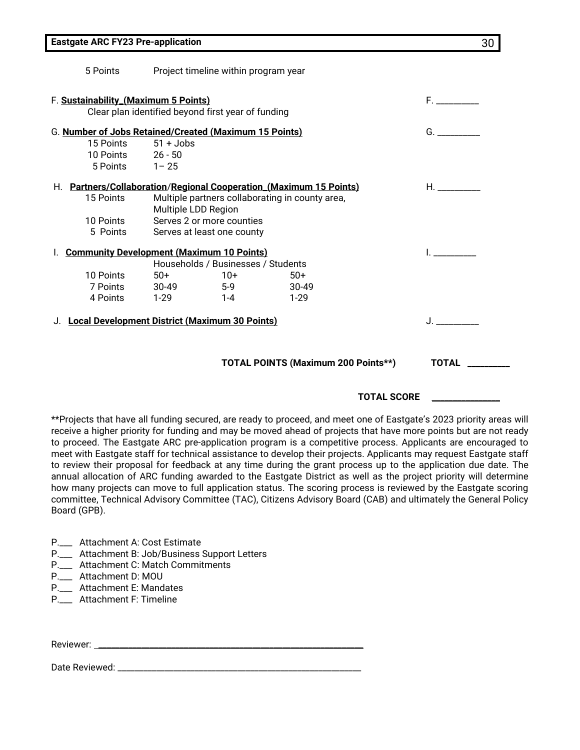5 Points Project timeline within program year

F. **Sustainability (Maximum 5 Points)** F. __________

Clear plan identified beyond first year of funding

G. **Number of Jobs Retained/Created (Maximum 15 Points)** G. __________

| | |
|---|---|
| 15 Points | 51 + Jobs |
| 10 Points | 26 - 50 |
| 5 Points | 1– 25 |

H. **Partners/Collaboration/Regional Cooperation (Maximum 15 Points)** H. __________

| | |
|---|---|
| 15 Points | Multiple partners collaborating in county area, Multiple LDD Region |
| 10 Points | Serves 2 or more counties |
| 5 Points | Serves at least one county |

I. **Community Development (Maximum 10 Points)** I. __________

| | Households | Businesses | Students |
|---|---|---|---|
| 10 Points | 50+ | 10+ | 50+ |
| 7 Points | 30-49 | 5-9 | 30-49 |
| 4 Points | 1-29 | 1-4 | 1-29 |

J. **Local Development District (Maximum 30 Points)** J. __________

**TOTAL POINTS (Maximum 200 Points**)** **TOTAL** __________

**TOTAL SCORE** _______________

**Projects that have all funding secured, are ready to proceed, and meet one of Eastgate's 2023 priority areas will receive a higher priority for funding and may be moved ahead of projects that have more points but are not ready to proceed. The Eastgate ARC pre-application program is a competitive process. Applicants are encouraged to meet with Eastgate staff for technical assistance to develop their projects. Applicants may request Eastgate staff to review their proposal for feedback at any time during the grant process up to the application due date. The annual allocation of ARC funding awarded to the Eastgate District as well as the project priority will determine how many projects can move to full application status. The scoring process is reviewed by the Eastgate scoring committee, Technical Advisory Committee (TAC), Citizens Advisory Board (CAB) and ultimately the General Policy Board (GPB).

P.___ Attachment A: Cost Estimate
P.___ Attachment B: Job/Business Support Letters
P.___ Attachment C: Match Commitments
P.___ Attachment D: MOU
P.___ Attachment E: Mandates
P.___ Attachment F: Timeline

Reviewer: ____________________________________________________________

Date Reviewed: ________________________________________________________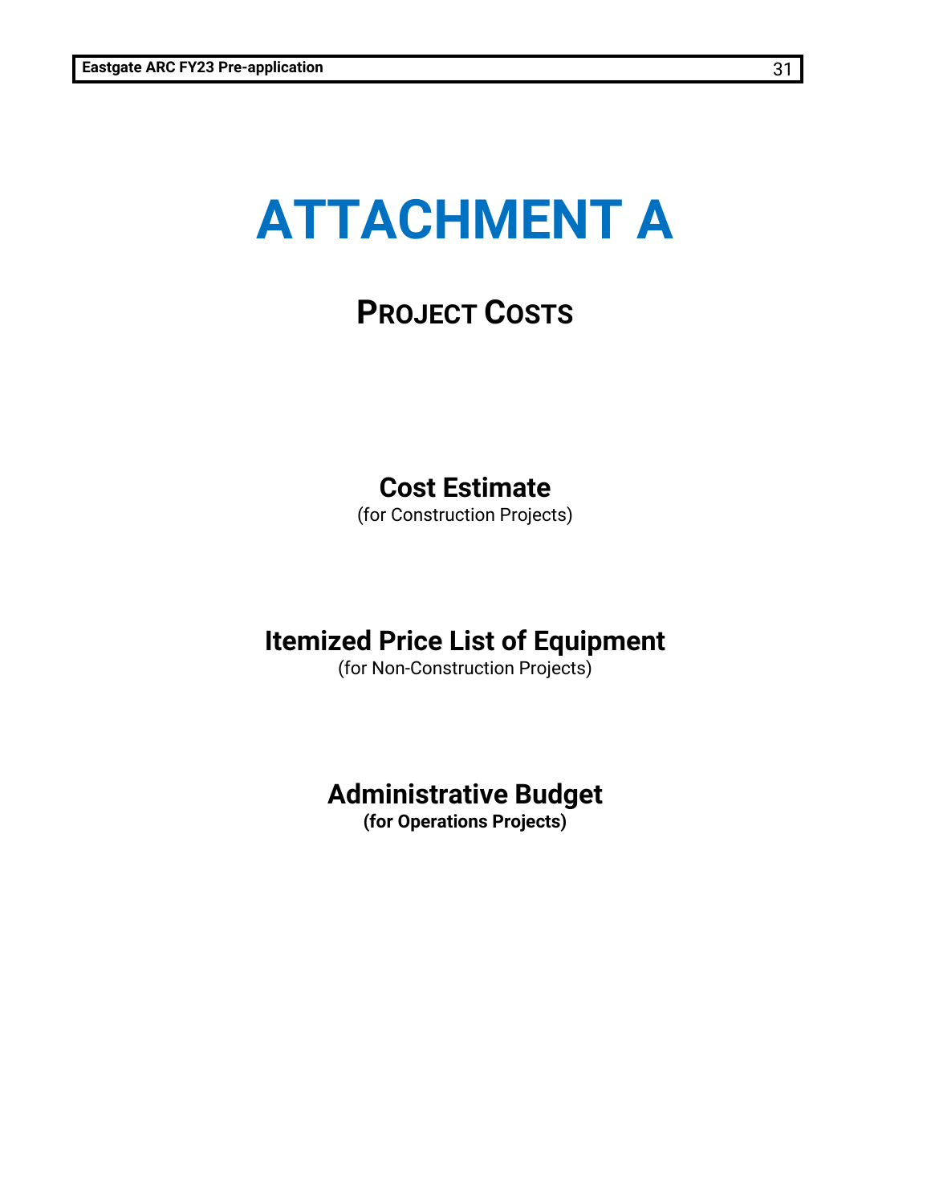# ATTACHMENT A

## PROJECT COSTS

### Cost Estimate

(for Construction Projects)

### Itemized Price List of Equipment

(for Non-Construction Projects)

### Administrative Budget

**(for Operations Projects)**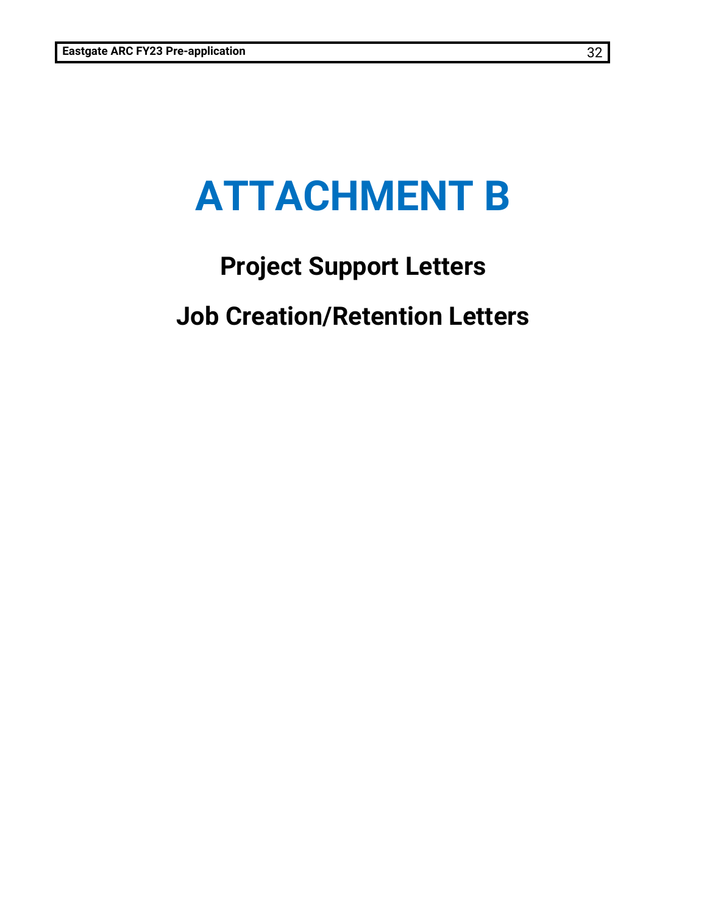# ATTACHMENT B

## Project Support Letters

## Job Creation/Retention Letters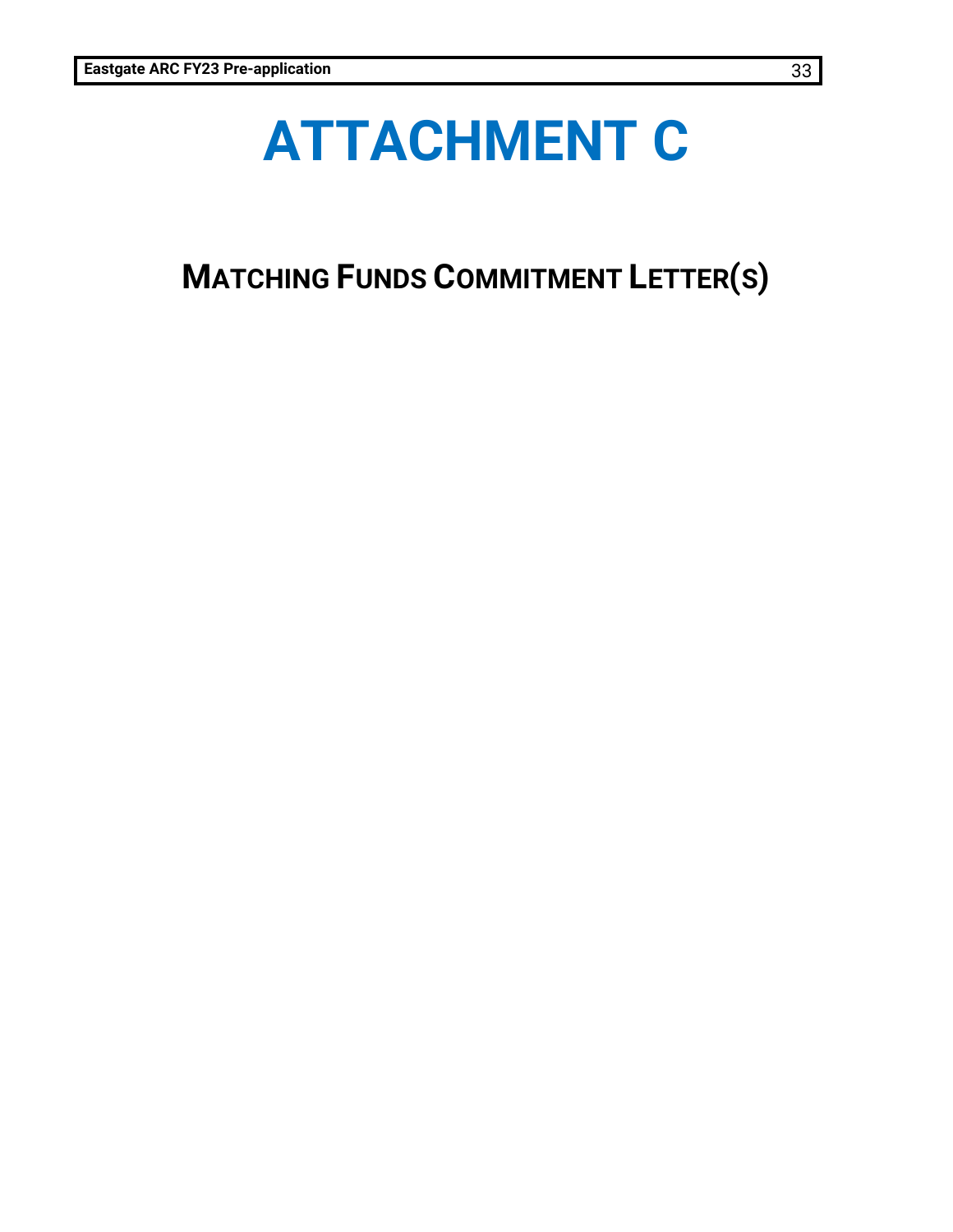# ATTACHMENT C

## MATCHING FUNDS COMMITMENT LETTER(S)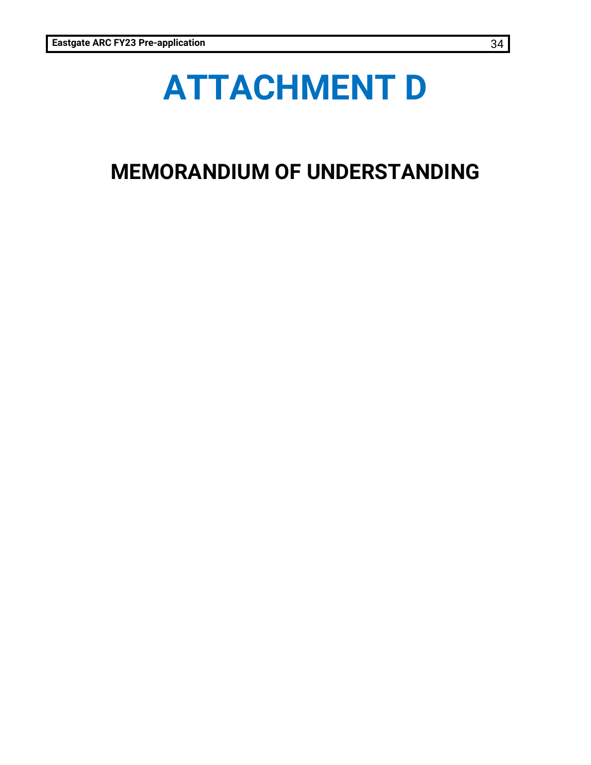# ATTACHMENT D

## MEMORANDUM OF UNDERSTANDING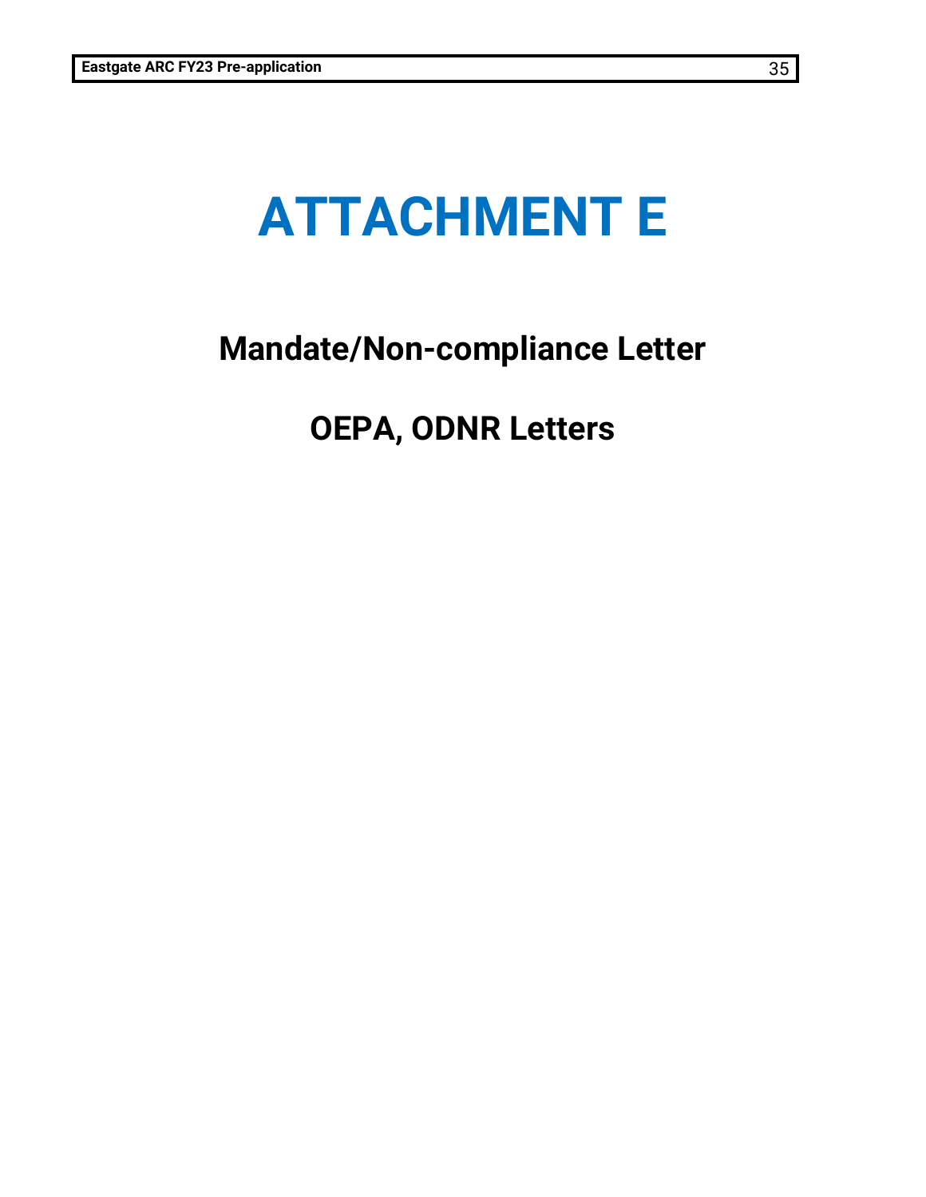# ATTACHMENT E

## Mandate/Non-compliance Letter

## OEPA, ODNR Letters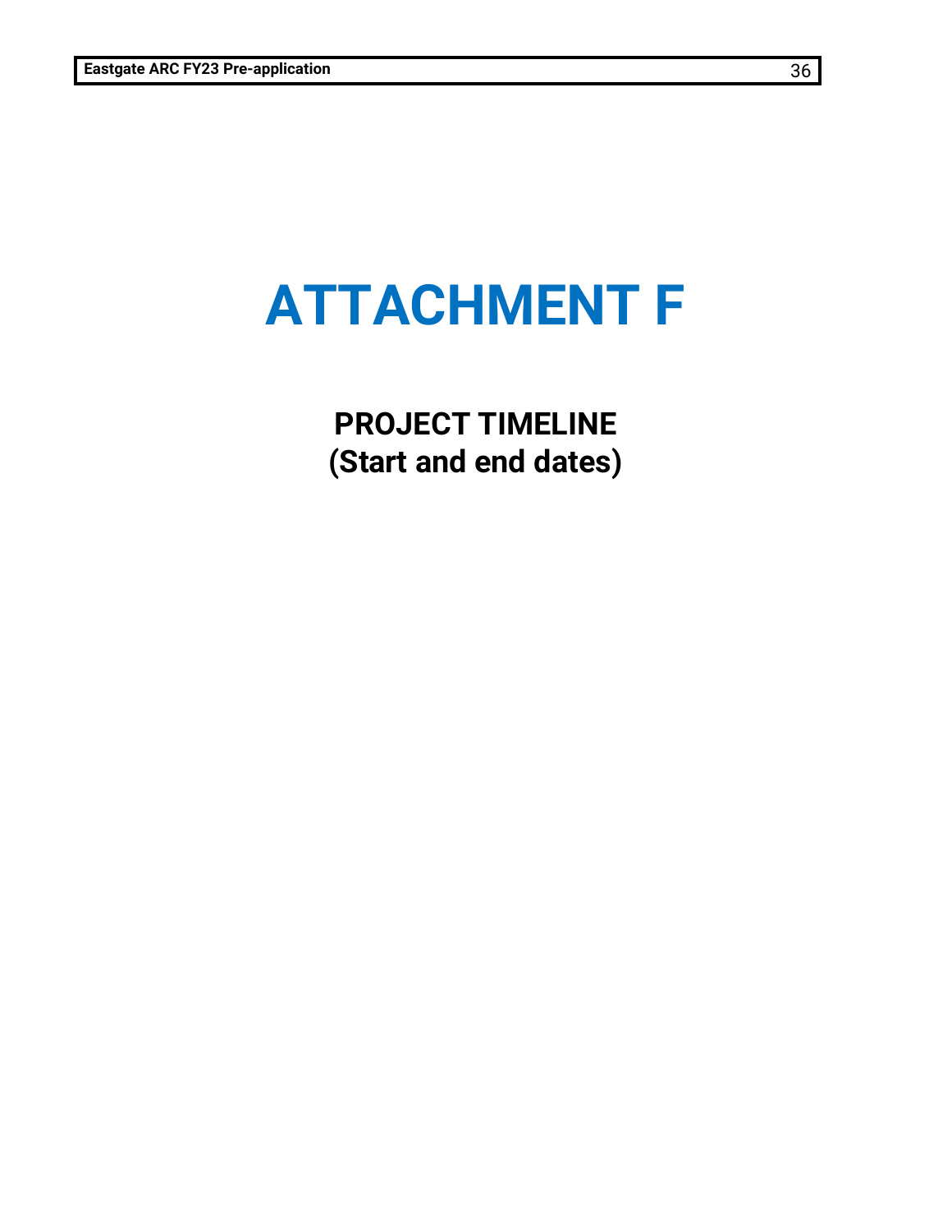# ATTACHMENT F

## PROJECT TIMELINE
## (Start and end dates)